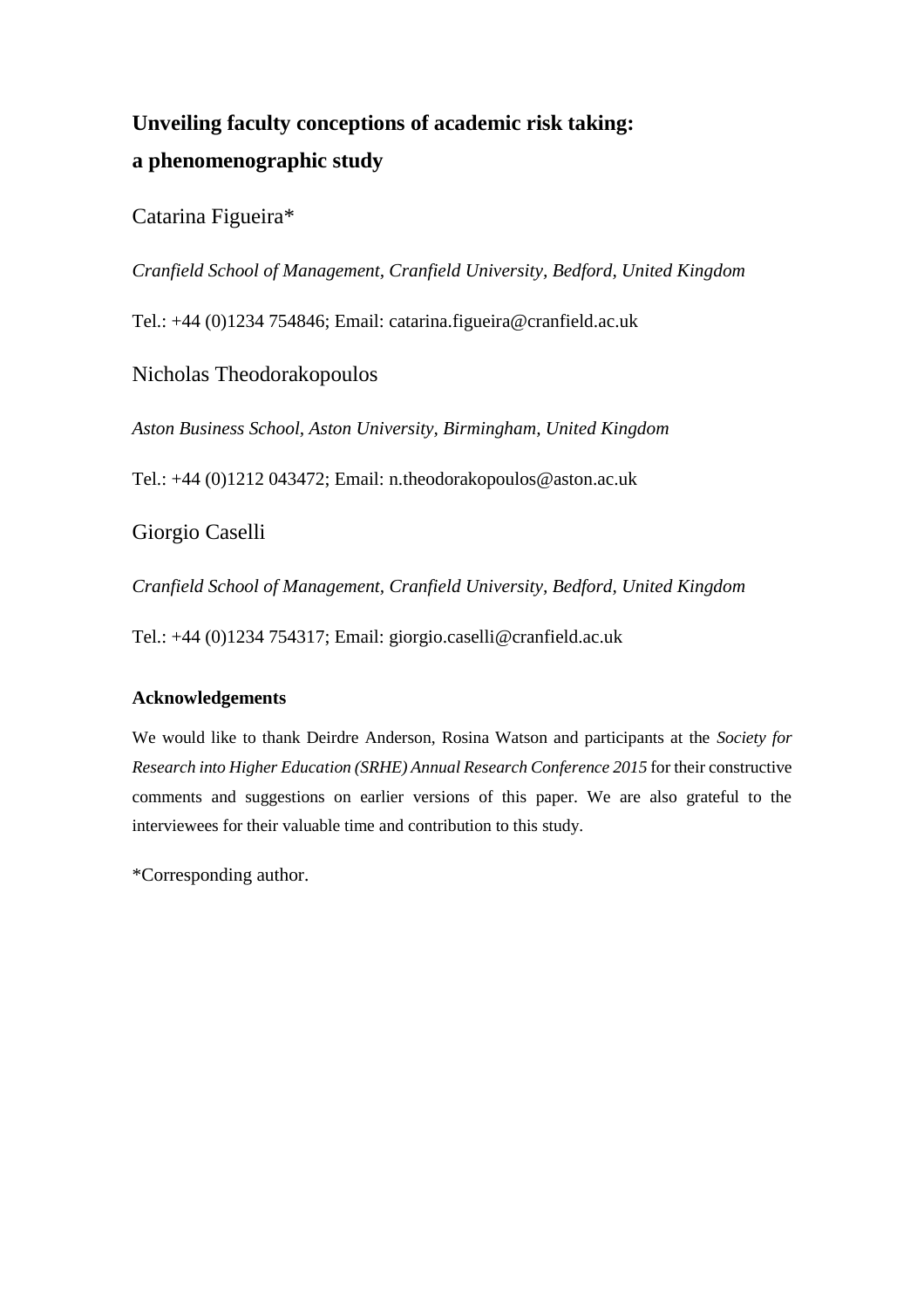# Unveiling faculty conceptions of academic risk taking: a phenomenographic study

Catarina Figueira*

*Cranfield School of Management, Cranfield University, Bedford, United Kingdom*

Tel.: +44 (0)1234 754846; Email: catarina.figueira@cranfield.ac.uk

Nicholas Theodorakopoulos

*Aston Business School, Aston University, Birmingham, United Kingdom*

Tel.: +44 (0)1212 043472; Email: n.theodorakopoulos@aston.ac.uk

Giorgio Caselli

*Cranfield School of Management, Cranfield University, Bedford, United Kingdom*

Tel.: +44 (0)1234 754317; Email: giorgio.caselli@cranfield.ac.uk

### Acknowledgements

We would like to thank Deirdre Anderson, Rosina Watson and participants at the *Society for Research into Higher Education (SRHE) Annual Research Conference 2015* for their constructive comments and suggestions on earlier versions of this paper. We are also grateful to the interviewees for their valuable time and contribution to this study.

*Corresponding author.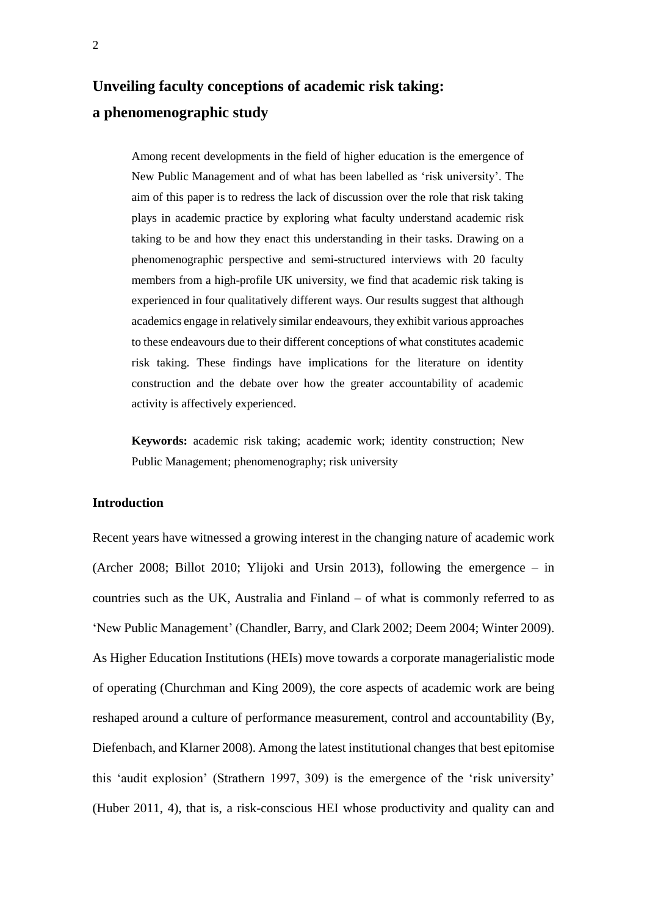# Unveiling faculty conceptions of academic risk taking: a phenomenographic study

Among recent developments in the field of higher education is the emergence of New Public Management and of what has been labelled as 'risk university'. The aim of this paper is to redress the lack of discussion over the role that risk taking plays in academic practice by exploring what faculty understand academic risk taking to be and how they enact this understanding in their tasks. Drawing on a phenomenographic perspective and semi-structured interviews with 20 faculty members from a high-profile UK university, we find that academic risk taking is experienced in four qualitatively different ways. Our results suggest that although academics engage in relatively similar endeavours, they exhibit various approaches to these endeavours due to their different conceptions of what constitutes academic risk taking. These findings have implications for the literature on identity construction and the debate over how the greater accountability of academic activity is affectively experienced.

**Keywords:** academic risk taking; academic work; identity construction; New Public Management; phenomenography; risk university

## Introduction

Recent years have witnessed a growing interest in the changing nature of academic work (Archer 2008; Billot 2010; Ylijoki and Ursin 2013), following the emergence – in countries such as the UK, Australia and Finland – of what is commonly referred to as 'New Public Management' (Chandler, Barry, and Clark 2002; Deem 2004; Winter 2009). As Higher Education Institutions (HEIs) move towards a corporate managerialistic mode of operating (Churchman and King 2009), the core aspects of academic work are being reshaped around a culture of performance measurement, control and accountability (By, Diefenbach, and Klarner 2008). Among the latest institutional changes that best epitomise this 'audit explosion' (Strathern 1997, 309) is the emergence of the 'risk university' (Huber 2011, 4), that is, a risk-conscious HEI whose productivity and quality can and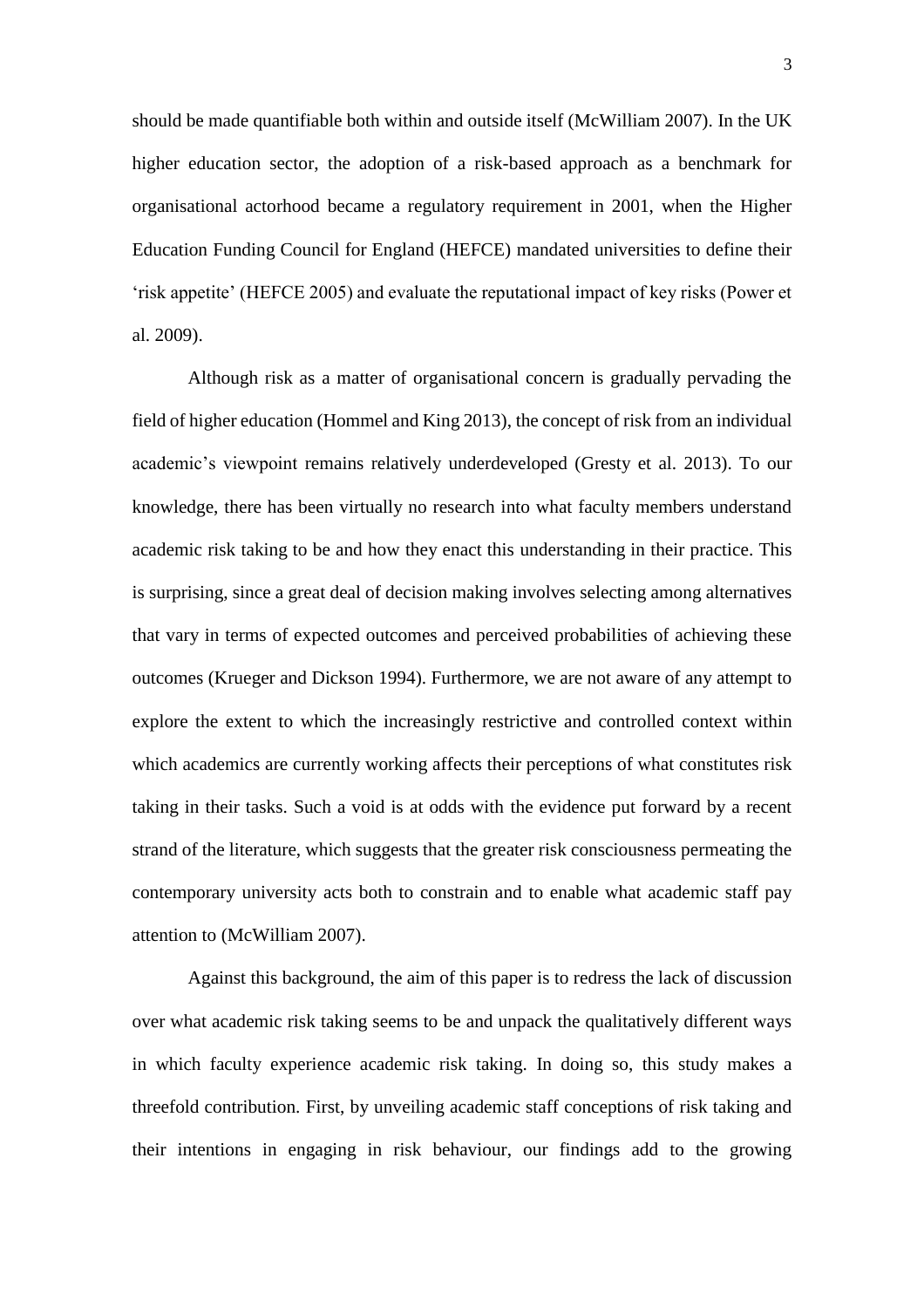should be made quantifiable both within and outside itself (McWilliam 2007). In the UK higher education sector, the adoption of a risk-based approach as a benchmark for organisational actorhood became a regulatory requirement in 2001, when the Higher Education Funding Council for England (HEFCE) mandated universities to define their 'risk appetite' (HEFCE 2005) and evaluate the reputational impact of key risks (Power et al. 2009).

Although risk as a matter of organisational concern is gradually pervading the field of higher education (Hommel and King 2013), the concept of risk from an individual academic's viewpoint remains relatively underdeveloped (Gresty et al. 2013). To our knowledge, there has been virtually no research into what faculty members understand academic risk taking to be and how they enact this understanding in their practice. This is surprising, since a great deal of decision making involves selecting among alternatives that vary in terms of expected outcomes and perceived probabilities of achieving these outcomes (Krueger and Dickson 1994). Furthermore, we are not aware of any attempt to explore the extent to which the increasingly restrictive and controlled context within which academics are currently working affects their perceptions of what constitutes risk taking in their tasks. Such a void is at odds with the evidence put forward by a recent strand of the literature, which suggests that the greater risk consciousness permeating the contemporary university acts both to constrain and to enable what academic staff pay attention to (McWilliam 2007).

Against this background, the aim of this paper is to redress the lack of discussion over what academic risk taking seems to be and unpack the qualitatively different ways in which faculty experience academic risk taking. In doing so, this study makes a threefold contribution. First, by unveiling academic staff conceptions of risk taking and their intentions in engaging in risk behaviour, our findings add to the growing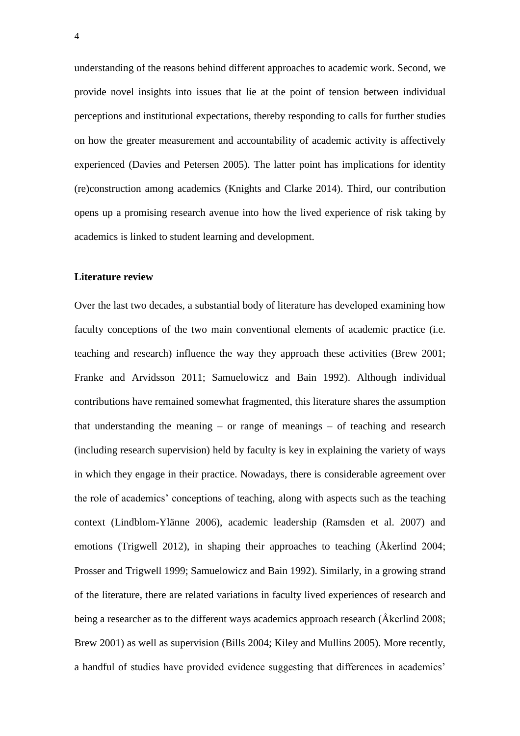understanding of the reasons behind different approaches to academic work. Second, we provide novel insights into issues that lie at the point of tension between individual perceptions and institutional expectations, thereby responding to calls for further studies on how the greater measurement and accountability of academic activity is affectively experienced (Davies and Petersen 2005). The latter point has implications for identity (re)construction among academics (Knights and Clarke 2014). Third, our contribution opens up a promising research avenue into how the lived experience of risk taking by academics is linked to student learning and development.

## Literature review

Over the last two decades, a substantial body of literature has developed examining how faculty conceptions of the two main conventional elements of academic practice (i.e. teaching and research) influence the way they approach these activities (Brew 2001; Franke and Arvidsson 2011; Samuelowicz and Bain 1992). Although individual contributions have remained somewhat fragmented, this literature shares the assumption that understanding the meaning – or range of meanings – of teaching and research (including research supervision) held by faculty is key in explaining the variety of ways in which they engage in their practice. Nowadays, there is considerable agreement over the role of academics' conceptions of teaching, along with aspects such as the teaching context (Lindblom-Ylänne 2006), academic leadership (Ramsden et al. 2007) and emotions (Trigwell 2012), in shaping their approaches to teaching (Åkerlind 2004; Prosser and Trigwell 1999; Samuelowicz and Bain 1992). Similarly, in a growing strand of the literature, there are related variations in faculty lived experiences of research and being a researcher as to the different ways academics approach research (Åkerlind 2008; Brew 2001) as well as supervision (Bills 2004; Kiley and Mullins 2005). More recently, a handful of studies have provided evidence suggesting that differences in academics'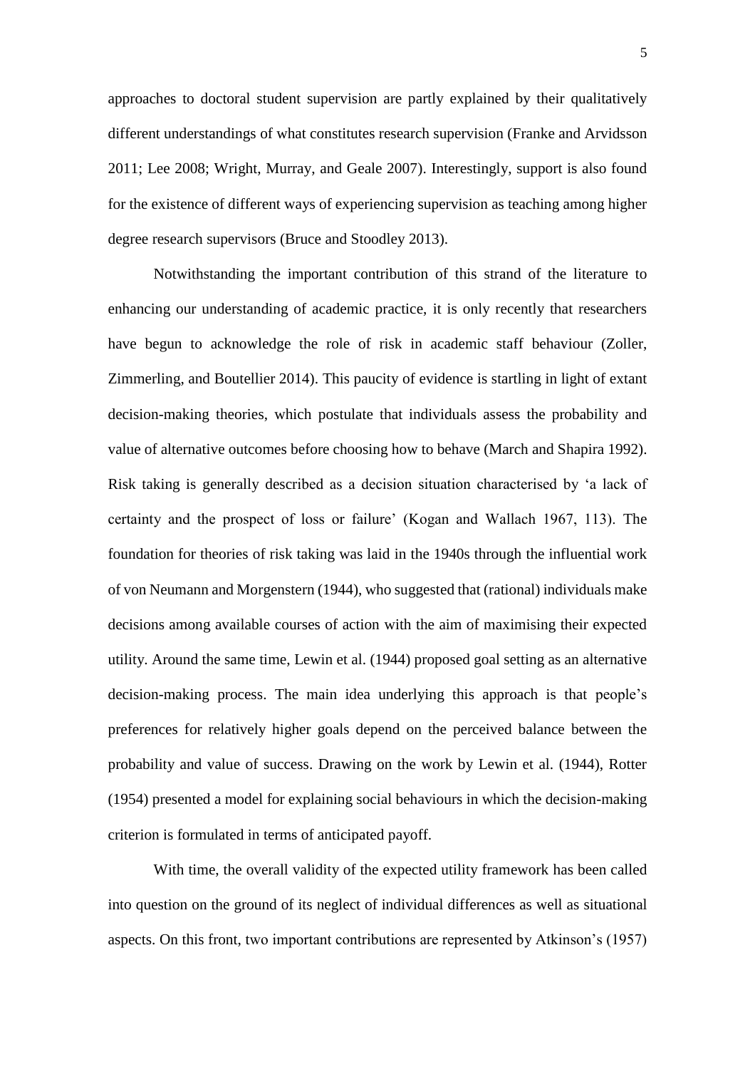approaches to doctoral student supervision are partly explained by their qualitatively different understandings of what constitutes research supervision (Franke and Arvidsson 2011; Lee 2008; Wright, Murray, and Geale 2007). Interestingly, support is also found for the existence of different ways of experiencing supervision as teaching among higher degree research supervisors (Bruce and Stoodley 2013).

Notwithstanding the important contribution of this strand of the literature to enhancing our understanding of academic practice, it is only recently that researchers have begun to acknowledge the role of risk in academic staff behaviour (Zoller, Zimmerling, and Boutellier 2014). This paucity of evidence is startling in light of extant decision-making theories, which postulate that individuals assess the probability and value of alternative outcomes before choosing how to behave (March and Shapira 1992). Risk taking is generally described as a decision situation characterised by 'a lack of certainty and the prospect of loss or failure' (Kogan and Wallach 1967, 113). The foundation for theories of risk taking was laid in the 1940s through the influential work of von Neumann and Morgenstern (1944), who suggested that (rational) individuals make decisions among available courses of action with the aim of maximising their expected utility. Around the same time, Lewin et al. (1944) proposed goal setting as an alternative decision-making process. The main idea underlying this approach is that people's preferences for relatively higher goals depend on the perceived balance between the probability and value of success. Drawing on the work by Lewin et al. (1944), Rotter (1954) presented a model for explaining social behaviours in which the decision-making criterion is formulated in terms of anticipated payoff.

With time, the overall validity of the expected utility framework has been called into question on the ground of its neglect of individual differences as well as situational aspects. On this front, two important contributions are represented by Atkinson's (1957)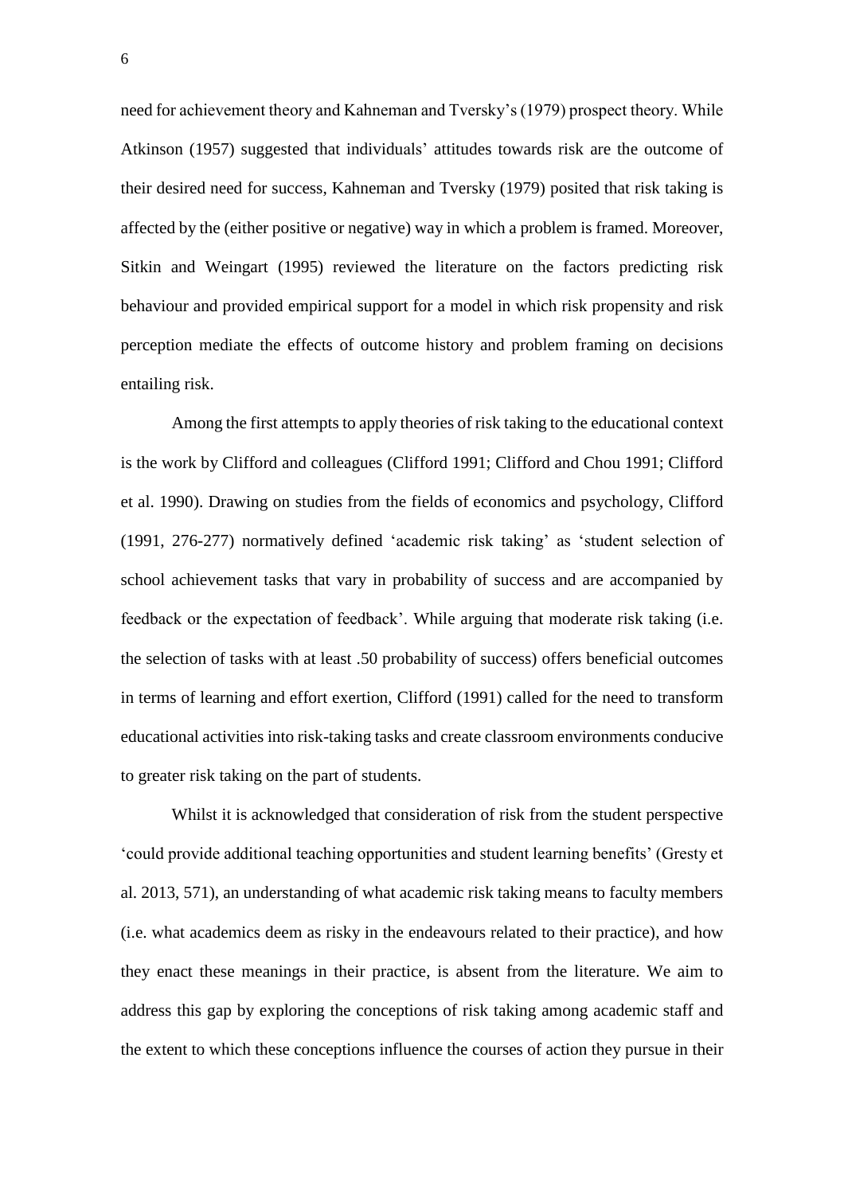need for achievement theory and Kahneman and Tversky's (1979) prospect theory. While Atkinson (1957) suggested that individuals' attitudes towards risk are the outcome of their desired need for success, Kahneman and Tversky (1979) posited that risk taking is affected by the (either positive or negative) way in which a problem is framed. Moreover, Sitkin and Weingart (1995) reviewed the literature on the factors predicting risk behaviour and provided empirical support for a model in which risk propensity and risk perception mediate the effects of outcome history and problem framing on decisions entailing risk.

Among the first attempts to apply theories of risk taking to the educational context is the work by Clifford and colleagues (Clifford 1991; Clifford and Chou 1991; Clifford et al. 1990). Drawing on studies from the fields of economics and psychology, Clifford (1991, 276-277) normatively defined 'academic risk taking' as 'student selection of school achievement tasks that vary in probability of success and are accompanied by feedback or the expectation of feedback'. While arguing that moderate risk taking (i.e. the selection of tasks with at least .50 probability of success) offers beneficial outcomes in terms of learning and effort exertion, Clifford (1991) called for the need to transform educational activities into risk-taking tasks and create classroom environments conducive to greater risk taking on the part of students.

Whilst it is acknowledged that consideration of risk from the student perspective 'could provide additional teaching opportunities and student learning benefits' (Gresty et al. 2013, 571), an understanding of what academic risk taking means to faculty members (i.e. what academics deem as risky in the endeavours related to their practice), and how they enact these meanings in their practice, is absent from the literature. We aim to address this gap by exploring the conceptions of risk taking among academic staff and the extent to which these conceptions influence the courses of action they pursue in their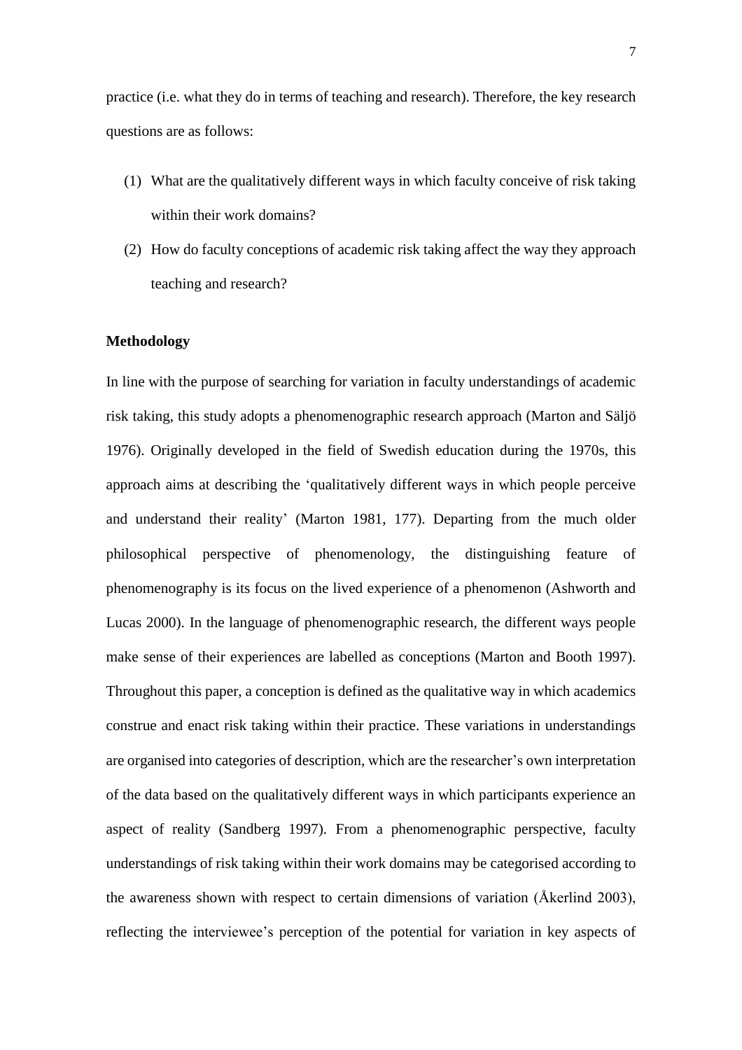practice (i.e. what they do in terms of teaching and research). Therefore, the key research questions are as follows:

(1) What are the qualitatively different ways in which faculty conceive of risk taking within their work domains?

(2) How do faculty conceptions of academic risk taking affect the way they approach teaching and research?

**Methodology**

In line with the purpose of searching for variation in faculty understandings of academic risk taking, this study adopts a phenomenographic research approach (Marton and Säljö 1976). Originally developed in the field of Swedish education during the 1970s, this approach aims at describing the 'qualitatively different ways in which people perceive and understand their reality' (Marton 1981, 177). Departing from the much older philosophical perspective of phenomenology, the distinguishing feature of phenomenography is its focus on the lived experience of a phenomenon (Ashworth and Lucas 2000). In the language of phenomenographic research, the different ways people make sense of their experiences are labelled as conceptions (Marton and Booth 1997). Throughout this paper, a conception is defined as the qualitative way in which academics construe and enact risk taking within their practice. These variations in understandings are organised into categories of description, which are the researcher's own interpretation of the data based on the qualitatively different ways in which participants experience an aspect of reality (Sandberg 1997). From a phenomenographic perspective, faculty understandings of risk taking within their work domains may be categorised according to the awareness shown with respect to certain dimensions of variation (Åkerlind 2003), reflecting the interviewee's perception of the potential for variation in key aspects of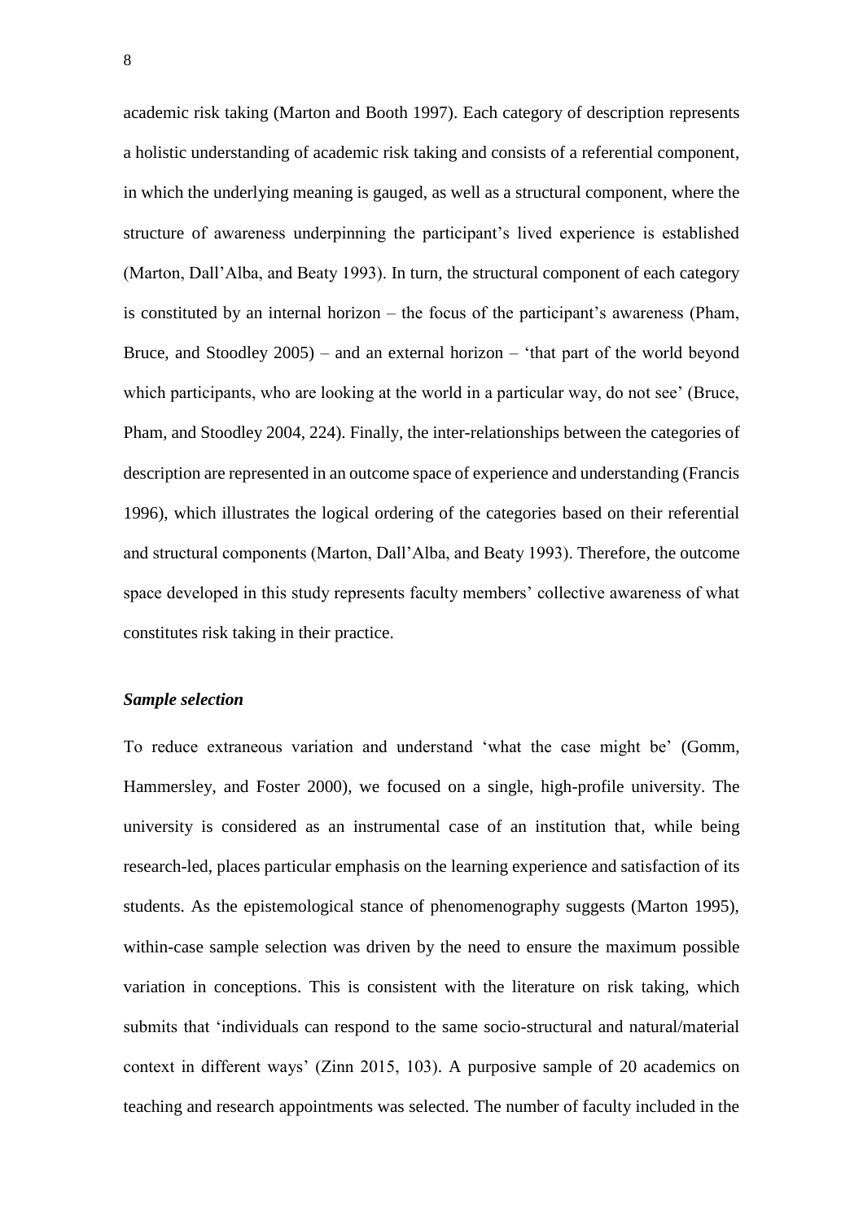academic risk taking (Marton and Booth 1997). Each category of description represents a holistic understanding of academic risk taking and consists of a referential component, in which the underlying meaning is gauged, as well as a structural component, where the structure of awareness underpinning the participant's lived experience is established (Marton, Dall'Alba, and Beaty 1993). In turn, the structural component of each category is constituted by an internal horizon – the focus of the participant's awareness (Pham, Bruce, and Stoodley 2005) – and an external horizon – 'that part of the world beyond which participants, who are looking at the world in a particular way, do not see' (Bruce, Pham, and Stoodley 2004, 224). Finally, the inter-relationships between the categories of description are represented in an outcome space of experience and understanding (Francis 1996), which illustrates the logical ordering of the categories based on their referential and structural components (Marton, Dall'Alba, and Beaty 1993). Therefore, the outcome space developed in this study represents faculty members' collective awareness of what constitutes risk taking in their practice.

### ***Sample selection***

To reduce extraneous variation and understand 'what the case might be' (Gomm, Hammersley, and Foster 2000), we focused on a single, high-profile university. The university is considered as an instrumental case of an institution that, while being research-led, places particular emphasis on the learning experience and satisfaction of its students. As the epistemological stance of phenomenography suggests (Marton 1995), within-case sample selection was driven by the need to ensure the maximum possible variation in conceptions. This is consistent with the literature on risk taking, which submits that 'individuals can respond to the same socio-structural and natural/material context in different ways' (Zinn 2015, 103). A purposive sample of 20 academics on teaching and research appointments was selected. The number of faculty included in the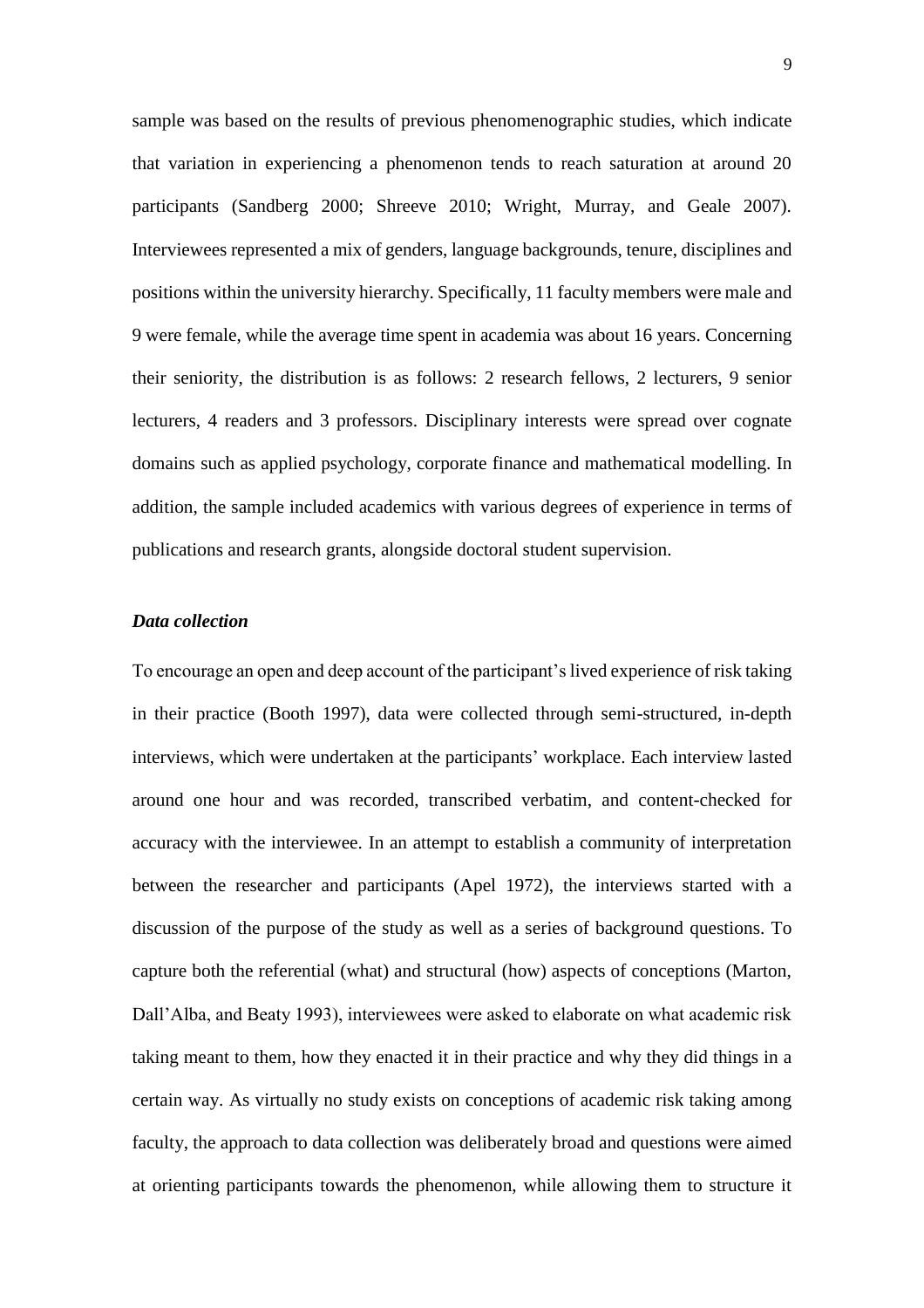sample was based on the results of previous phenomenographic studies, which indicate that variation in experiencing a phenomenon tends to reach saturation at around 20 participants (Sandberg 2000; Shreeve 2010; Wright, Murray, and Geale 2007). Interviewees represented a mix of genders, language backgrounds, tenure, disciplines and positions within the university hierarchy. Specifically, 11 faculty members were male and 9 were female, while the average time spent in academia was about 16 years. Concerning their seniority, the distribution is as follows: 2 research fellows, 2 lecturers, 9 senior lecturers, 4 readers and 3 professors. Disciplinary interests were spread over cognate domains such as applied psychology, corporate finance and mathematical modelling. In addition, the sample included academics with various degrees of experience in terms of publications and research grants, alongside doctoral student supervision.

### *Data collection*

To encourage an open and deep account of the participant's lived experience of risk taking in their practice (Booth 1997), data were collected through semi-structured, in-depth interviews, which were undertaken at the participants' workplace. Each interview lasted around one hour and was recorded, transcribed verbatim, and content-checked for accuracy with the interviewee. In an attempt to establish a community of interpretation between the researcher and participants (Apel 1972), the interviews started with a discussion of the purpose of the study as well as a series of background questions. To capture both the referential (what) and structural (how) aspects of conceptions (Marton, Dall'Alba, and Beaty 1993), interviewees were asked to elaborate on what academic risk taking meant to them, how they enacted it in their practice and why they did things in a certain way. As virtually no study exists on conceptions of academic risk taking among faculty, the approach to data collection was deliberately broad and questions were aimed at orienting participants towards the phenomenon, while allowing them to structure it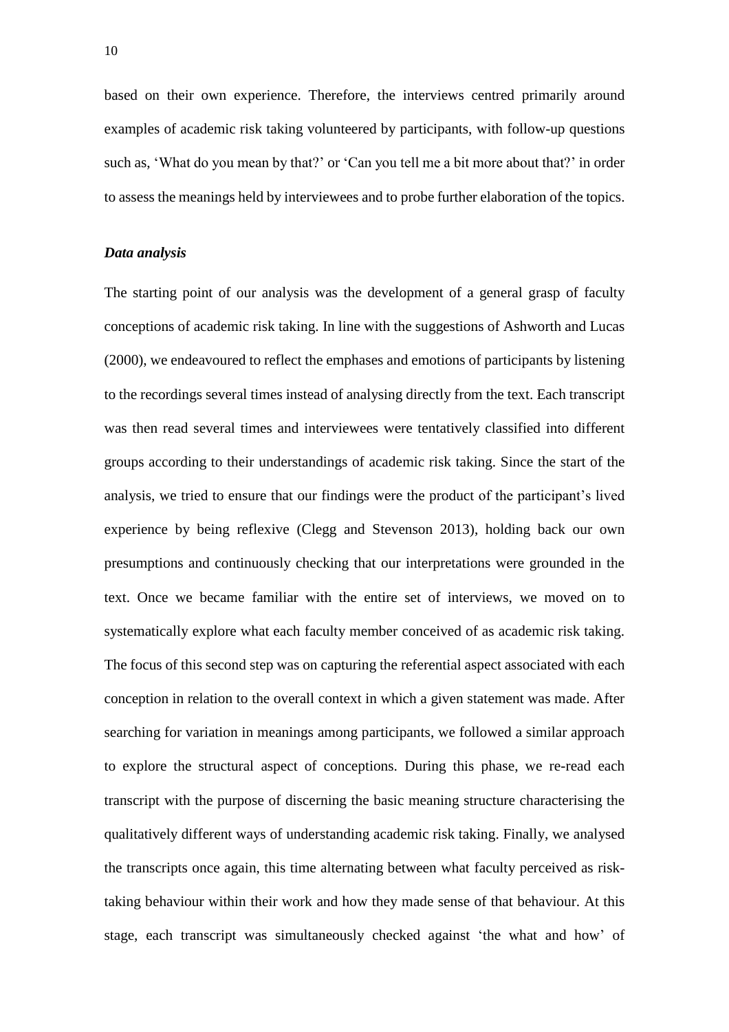based on their own experience. Therefore, the interviews centred primarily around examples of academic risk taking volunteered by participants, with follow-up questions such as, 'What do you mean by that?' or 'Can you tell me a bit more about that?' in order to assess the meanings held by interviewees and to probe further elaboration of the topics.

### *Data analysis*

The starting point of our analysis was the development of a general grasp of faculty conceptions of academic risk taking. In line with the suggestions of Ashworth and Lucas (2000), we endeavoured to reflect the emphases and emotions of participants by listening to the recordings several times instead of analysing directly from the text. Each transcript was then read several times and interviewees were tentatively classified into different groups according to their understandings of academic risk taking. Since the start of the analysis, we tried to ensure that our findings were the product of the participant's lived experience by being reflexive (Clegg and Stevenson 2013), holding back our own presumptions and continuously checking that our interpretations were grounded in the text. Once we became familiar with the entire set of interviews, we moved on to systematically explore what each faculty member conceived of as academic risk taking. The focus of this second step was on capturing the referential aspect associated with each conception in relation to the overall context in which a given statement was made. After searching for variation in meanings among participants, we followed a similar approach to explore the structural aspect of conceptions. During this phase, we re-read each transcript with the purpose of discerning the basic meaning structure characterising the qualitatively different ways of understanding academic risk taking. Finally, we analysed the transcripts once again, this time alternating between what faculty perceived as risk-taking behaviour within their work and how they made sense of that behaviour. At this stage, each transcript was simultaneously checked against 'the what and how' of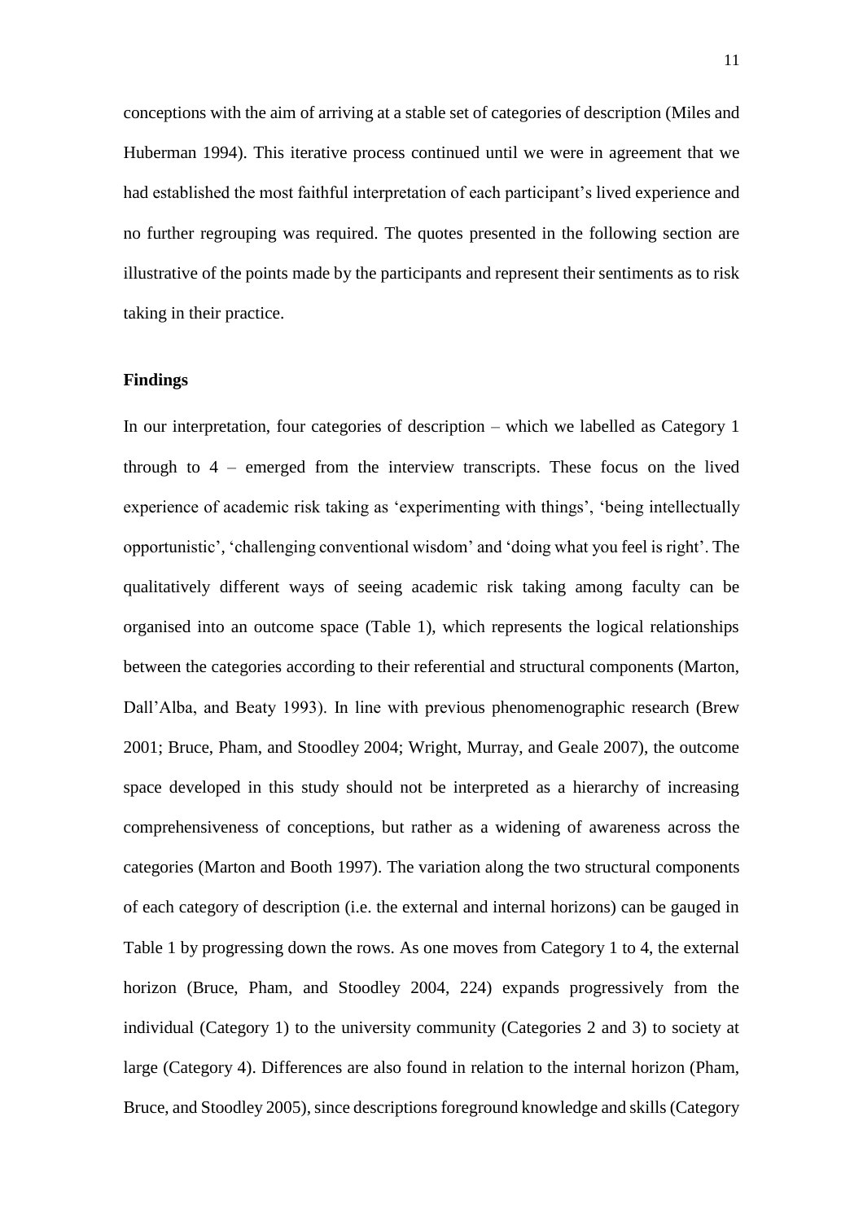conceptions with the aim of arriving at a stable set of categories of description (Miles and Huberman 1994). This iterative process continued until we were in agreement that we had established the most faithful interpretation of each participant's lived experience and no further regrouping was required. The quotes presented in the following section are illustrative of the points made by the participants and represent their sentiments as to risk taking in their practice.

## Findings

In our interpretation, four categories of description – which we labelled as Category 1 through to 4 – emerged from the interview transcripts. These focus on the lived experience of academic risk taking as 'experimenting with things', 'being intellectually opportunistic', 'challenging conventional wisdom' and 'doing what you feel is right'. The qualitatively different ways of seeing academic risk taking among faculty can be organised into an outcome space (Table 1), which represents the logical relationships between the categories according to their referential and structural components (Marton, Dall'Alba, and Beaty 1993). In line with previous phenomenographic research (Brew 2001; Bruce, Pham, and Stoodley 2004; Wright, Murray, and Geale 2007), the outcome space developed in this study should not be interpreted as a hierarchy of increasing comprehensiveness of conceptions, but rather as a widening of awareness across the categories (Marton and Booth 1997). The variation along the two structural components of each category of description (i.e. the external and internal horizons) can be gauged in Table 1 by progressing down the rows. As one moves from Category 1 to 4, the external horizon (Bruce, Pham, and Stoodley 2004, 224) expands progressively from the individual (Category 1) to the university community (Categories 2 and 3) to society at large (Category 4). Differences are also found in relation to the internal horizon (Pham, Bruce, and Stoodley 2005), since descriptions foreground knowledge and skills (Category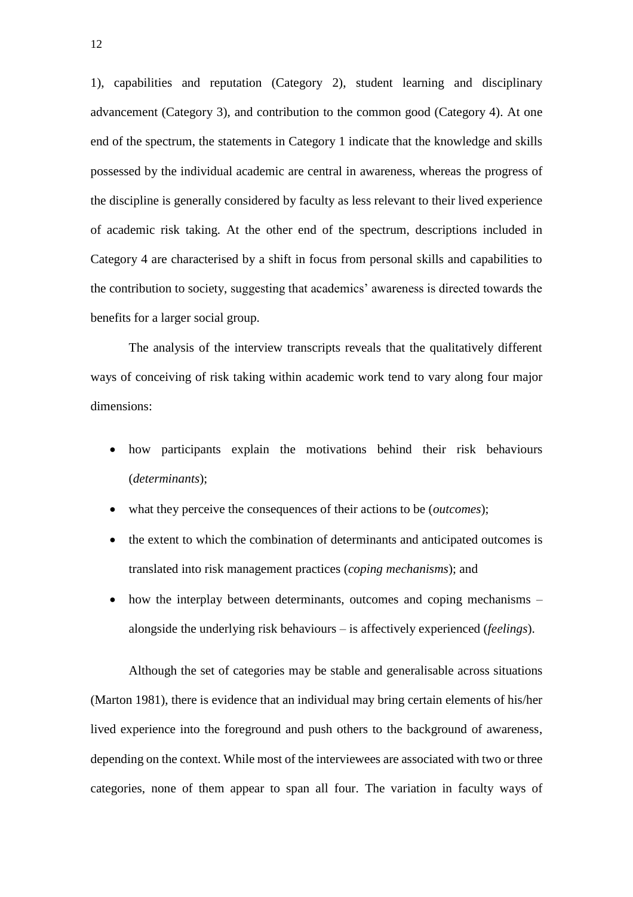1), capabilities and reputation (Category 2), student learning and disciplinary advancement (Category 3), and contribution to the common good (Category 4). At one end of the spectrum, the statements in Category 1 indicate that the knowledge and skills possessed by the individual academic are central in awareness, whereas the progress of the discipline is generally considered by faculty as less relevant to their lived experience of academic risk taking. At the other end of the spectrum, descriptions included in Category 4 are characterised by a shift in focus from personal skills and capabilities to the contribution to society, suggesting that academics' awareness is directed towards the benefits for a larger social group.

The analysis of the interview transcripts reveals that the qualitatively different ways of conceiving of risk taking within academic work tend to vary along four major dimensions:

- how participants explain the motivations behind their risk behaviours (*determinants*);
- what they perceive the consequences of their actions to be (*outcomes*);
- the extent to which the combination of determinants and anticipated outcomes is translated into risk management practices (*coping mechanisms*); and
- how the interplay between determinants, outcomes and coping mechanisms – alongside the underlying risk behaviours – is affectively experienced (*feelings*).

Although the set of categories may be stable and generalisable across situations (Marton 1981), there is evidence that an individual may bring certain elements of his/her lived experience into the foreground and push others to the background of awareness, depending on the context. While most of the interviewees are associated with two or three categories, none of them appear to span all four. The variation in faculty ways of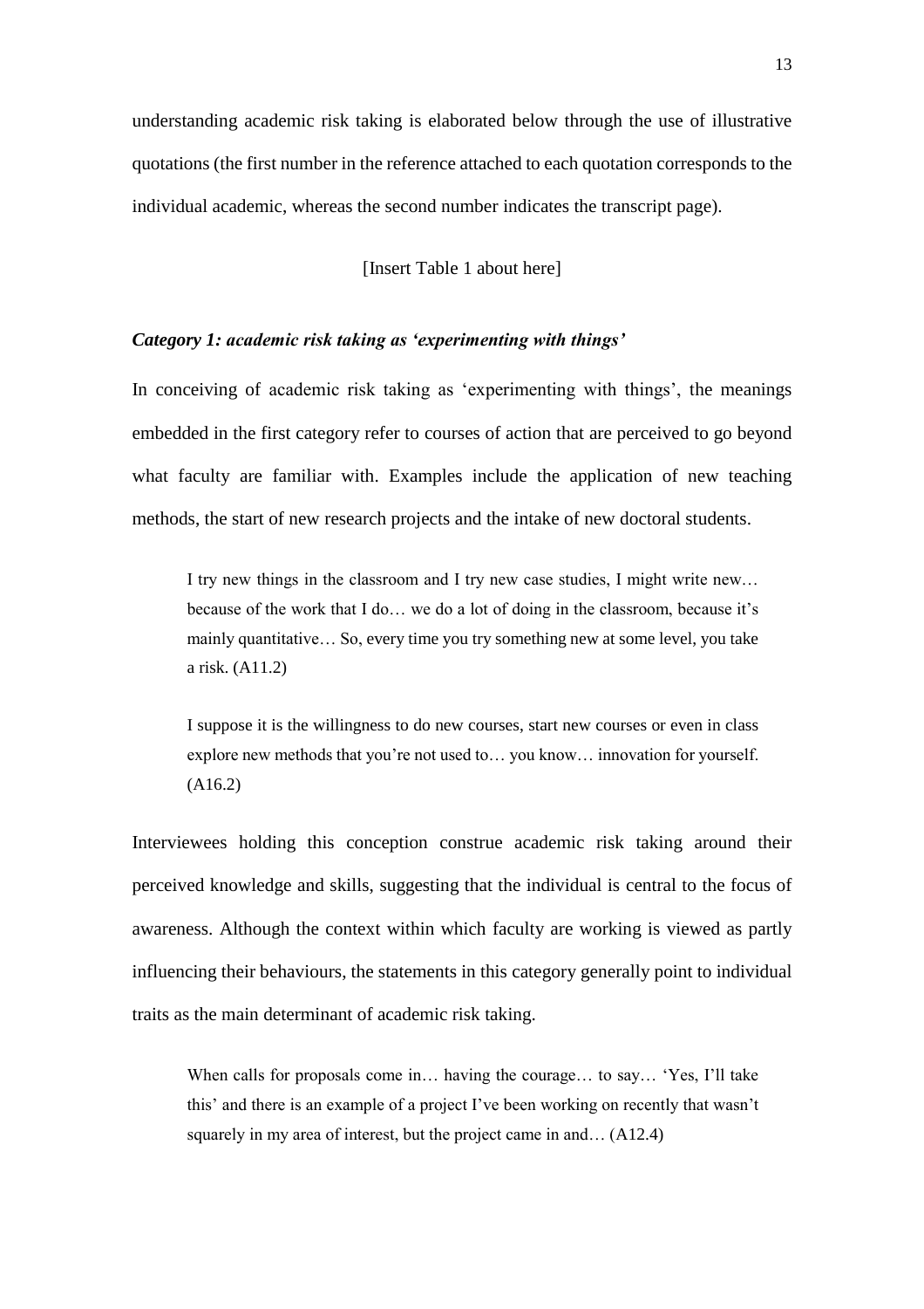understanding academic risk taking is elaborated below through the use of illustrative quotations (the first number in the reference attached to each quotation corresponds to the individual academic, whereas the second number indicates the transcript page).

[Insert Table 1 about here]

### *Category 1: academic risk taking as 'experimenting with things'*

In conceiving of academic risk taking as 'experimenting with things', the meanings embedded in the first category refer to courses of action that are perceived to go beyond what faculty are familiar with. Examples include the application of new teaching methods, the start of new research projects and the intake of new doctoral students.

> I try new things in the classroom and I try new case studies, I might write new… because of the work that I do… we do a lot of doing in the classroom, because it's mainly quantitative… So, every time you try something new at some level, you take a risk. (A11.2)

> I suppose it is the willingness to do new courses, start new courses or even in class explore new methods that you're not used to… you know… innovation for yourself. (A16.2)

Interviewees holding this conception construe academic risk taking around their perceived knowledge and skills, suggesting that the individual is central to the focus of awareness. Although the context within which faculty are working is viewed as partly influencing their behaviours, the statements in this category generally point to individual traits as the main determinant of academic risk taking.

> When calls for proposals come in… having the courage… to say… 'Yes, I'll take this' and there is an example of a project I've been working on recently that wasn't squarely in my area of interest, but the project came in and… (A12.4)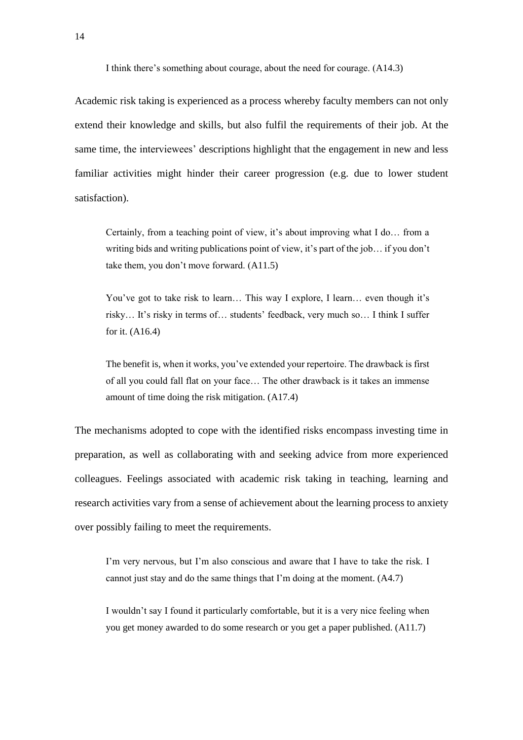> I think there's something about courage, about the need for courage. (A14.3)

Academic risk taking is experienced as a process whereby faculty members can not only extend their knowledge and skills, but also fulfil the requirements of their job. At the same time, the interviewees' descriptions highlight that the engagement in new and less familiar activities might hinder their career progression (e.g. due to lower student satisfaction).

> Certainly, from a teaching point of view, it's about improving what I do… from a writing bids and writing publications point of view, it's part of the job… if you don't take them, you don't move forward. (A11.5)

> You've got to take risk to learn… This way I explore, I learn… even though it's risky… It's risky in terms of… students' feedback, very much so… I think I suffer for it. (A16.4)

> The benefit is, when it works, you've extended your repertoire. The drawback is first of all you could fall flat on your face… The other drawback is it takes an immense amount of time doing the risk mitigation. (A17.4)

The mechanisms adopted to cope with the identified risks encompass investing time in preparation, as well as collaborating with and seeking advice from more experienced colleagues. Feelings associated with academic risk taking in teaching, learning and research activities vary from a sense of achievement about the learning process to anxiety over possibly failing to meet the requirements.

> I'm very nervous, but I'm also conscious and aware that I have to take the risk. I cannot just stay and do the same things that I'm doing at the moment. (A4.7)

> I wouldn't say I found it particularly comfortable, but it is a very nice feeling when you get money awarded to do some research or you get a paper published. (A11.7)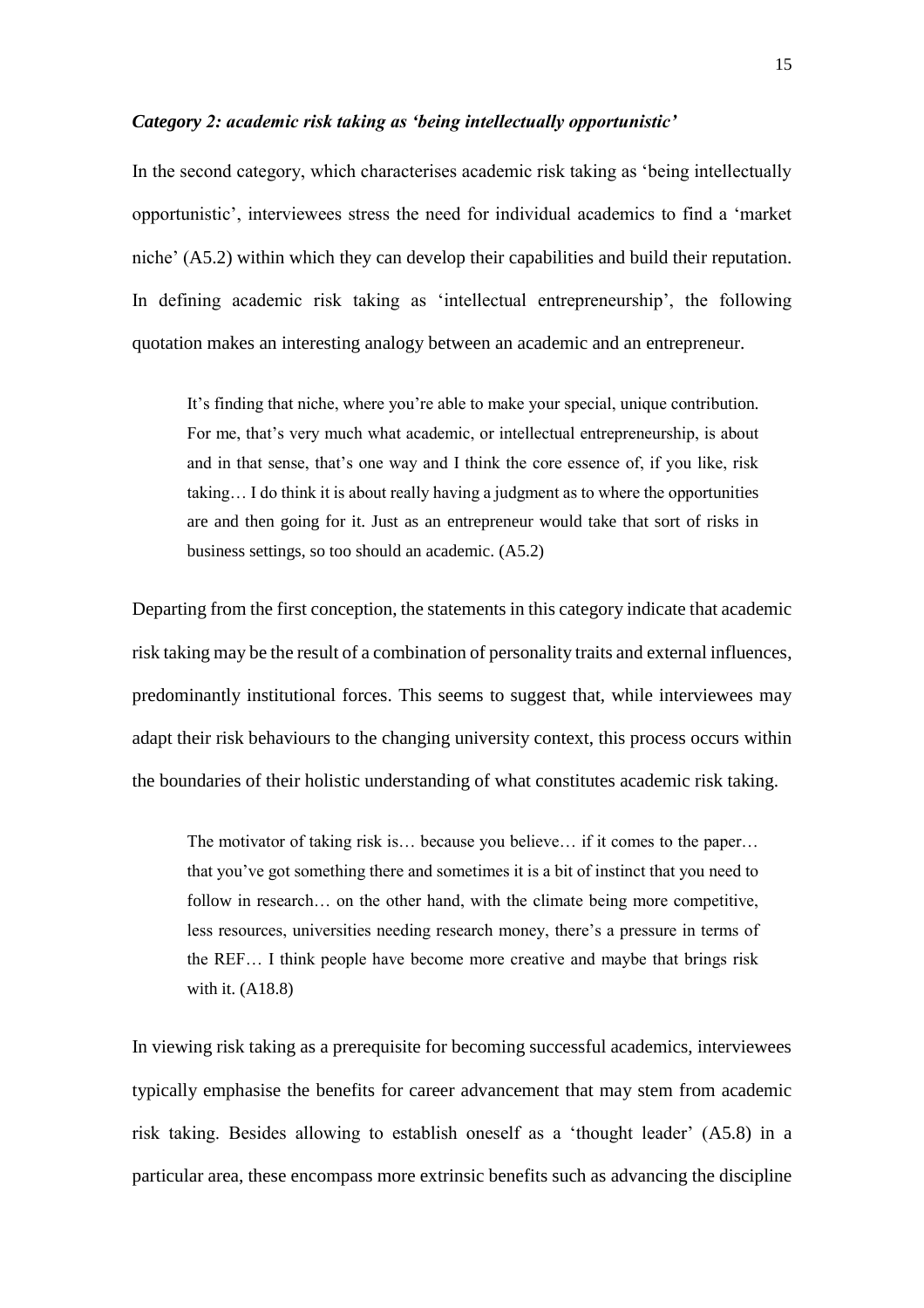### *Category 2: academic risk taking as 'being intellectually opportunistic'*

In the second category, which characterises academic risk taking as 'being intellectually opportunistic', interviewees stress the need for individual academics to find a 'market niche' (A5.2) within which they can develop their capabilities and build their reputation. In defining academic risk taking as 'intellectual entrepreneurship', the following quotation makes an interesting analogy between an academic and an entrepreneur.

> It's finding that niche, where you're able to make your special, unique contribution. For me, that's very much what academic, or intellectual entrepreneurship, is about and in that sense, that's one way and I think the core essence of, if you like, risk taking… I do think it is about really having a judgment as to where the opportunities are and then going for it. Just as an entrepreneur would take that sort of risks in business settings, so too should an academic. (A5.2)

Departing from the first conception, the statements in this category indicate that academic risk taking may be the result of a combination of personality traits and external influences, predominantly institutional forces. This seems to suggest that, while interviewees may adapt their risk behaviours to the changing university context, this process occurs within the boundaries of their holistic understanding of what constitutes academic risk taking.

> The motivator of taking risk is… because you believe… if it comes to the paper… that you've got something there and sometimes it is a bit of instinct that you need to follow in research… on the other hand, with the climate being more competitive, less resources, universities needing research money, there's a pressure in terms of the REF… I think people have become more creative and maybe that brings risk with it. (A18.8)

In viewing risk taking as a prerequisite for becoming successful academics, interviewees typically emphasise the benefits for career advancement that may stem from academic risk taking. Besides allowing to establish oneself as a 'thought leader' (A5.8) in a particular area, these encompass more extrinsic benefits such as advancing the discipline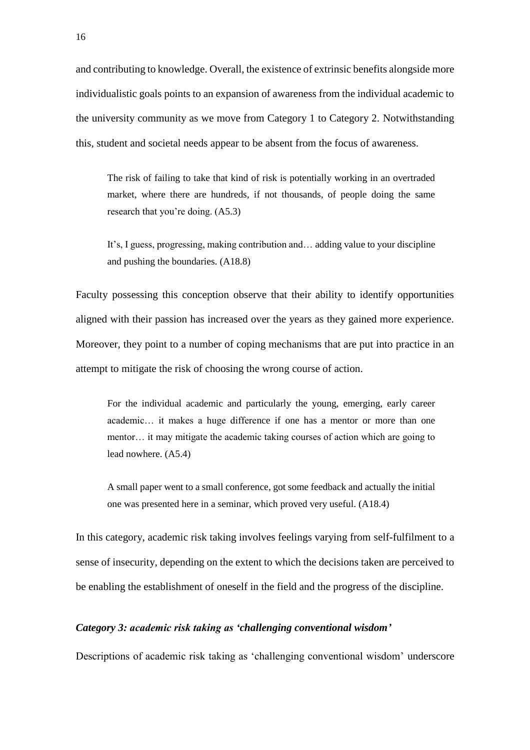and contributing to knowledge. Overall, the existence of extrinsic benefits alongside more individualistic goals points to an expansion of awareness from the individual academic to the university community as we move from Category 1 to Category 2. Notwithstanding this, student and societal needs appear to be absent from the focus of awareness.

> The risk of failing to take that kind of risk is potentially working in an overtraded market, where there are hundreds, if not thousands, of people doing the same research that you're doing. (A5.3)

> It's, I guess, progressing, making contribution and… adding value to your discipline and pushing the boundaries. (A18.8)

Faculty possessing this conception observe that their ability to identify opportunities aligned with their passion has increased over the years as they gained more experience. Moreover, they point to a number of coping mechanisms that are put into practice in an attempt to mitigate the risk of choosing the wrong course of action.

> For the individual academic and particularly the young, emerging, early career academic… it makes a huge difference if one has a mentor or more than one mentor… it may mitigate the academic taking courses of action which are going to lead nowhere. (A5.4)

> A small paper went to a small conference, got some feedback and actually the initial one was presented here in a seminar, which proved very useful. (A18.4)

In this category, academic risk taking involves feelings varying from self-fulfilment to a sense of insecurity, depending on the extent to which the decisions taken are perceived to be enabling the establishment of oneself in the field and the progress of the discipline.

### *Category 3: academic risk taking as 'challenging conventional wisdom'*

Descriptions of academic risk taking as 'challenging conventional wisdom' underscore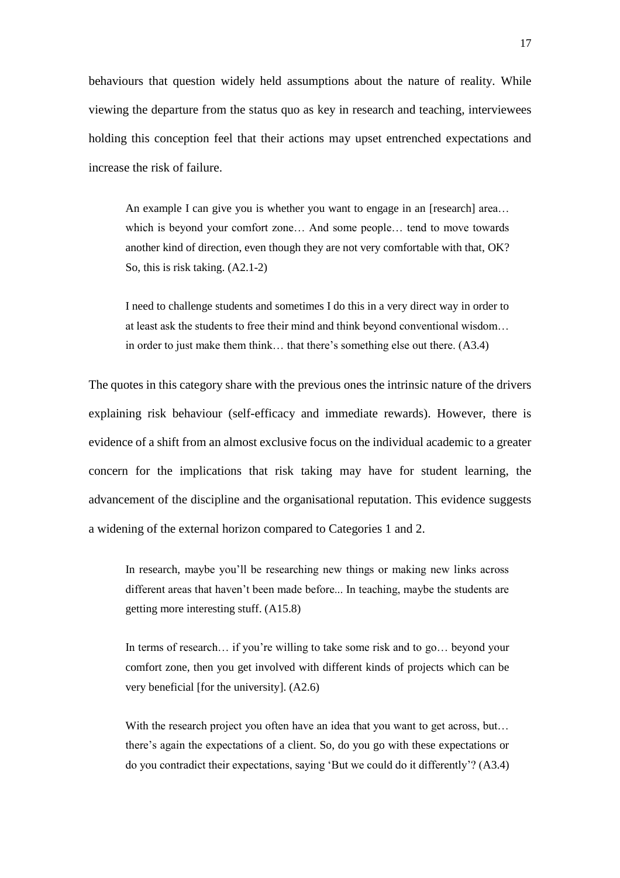behaviours that question widely held assumptions about the nature of reality. While viewing the departure from the status quo as key in research and teaching, interviewees holding this conception feel that their actions may upset entrenched expectations and increase the risk of failure.

> An example I can give you is whether you want to engage in an [research] area… which is beyond your comfort zone… And some people… tend to move towards another kind of direction, even though they are not very comfortable with that, OK? So, this is risk taking. (A2.1-2)

> I need to challenge students and sometimes I do this in a very direct way in order to at least ask the students to free their mind and think beyond conventional wisdom… in order to just make them think… that there's something else out there. (A3.4)

The quotes in this category share with the previous ones the intrinsic nature of the drivers explaining risk behaviour (self-efficacy and immediate rewards). However, there is evidence of a shift from an almost exclusive focus on the individual academic to a greater concern for the implications that risk taking may have for student learning, the advancement of the discipline and the organisational reputation. This evidence suggests a widening of the external horizon compared to Categories 1 and 2.

> In research, maybe you'll be researching new things or making new links across different areas that haven't been made before... In teaching, maybe the students are getting more interesting stuff. (A15.8)

> In terms of research… if you're willing to take some risk and to go… beyond your comfort zone, then you get involved with different kinds of projects which can be very beneficial [for the university]. (A2.6)

> With the research project you often have an idea that you want to get across, but… there's again the expectations of a client. So, do you go with these expectations or do you contradict their expectations, saying 'But we could do it differently'? (A3.4)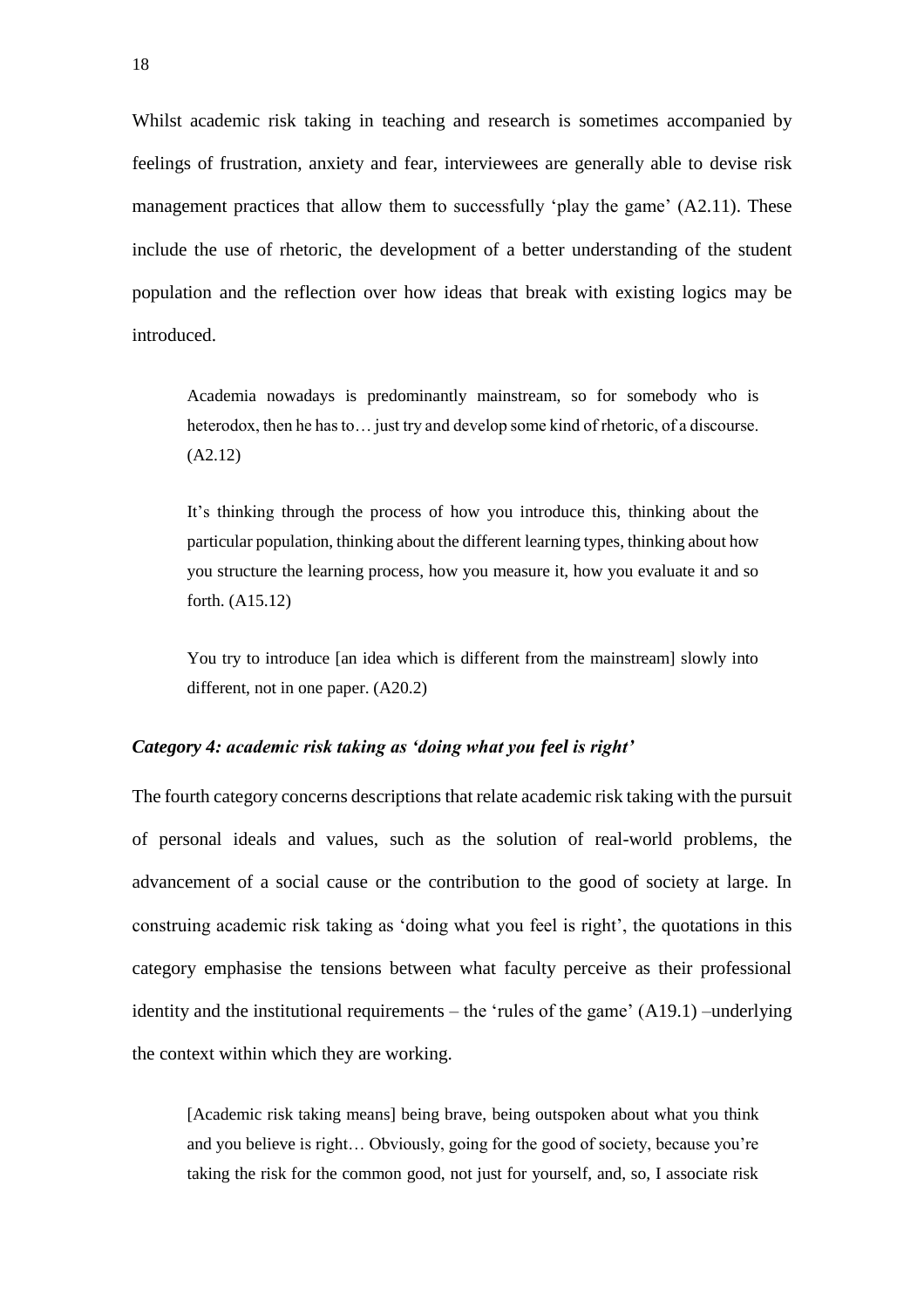Whilst academic risk taking in teaching and research is sometimes accompanied by feelings of frustration, anxiety and fear, interviewees are generally able to devise risk management practices that allow them to successfully 'play the game' (A2.11). These include the use of rhetoric, the development of a better understanding of the student population and the reflection over how ideas that break with existing logics may be introduced.

> Academia nowadays is predominantly mainstream, so for somebody who is heterodox, then he has to… just try and develop some kind of rhetoric, of a discourse. (A2.12)

> It's thinking through the process of how you introduce this, thinking about the particular population, thinking about the different learning types, thinking about how you structure the learning process, how you measure it, how you evaluate it and so forth. (A15.12)

> You try to introduce [an idea which is different from the mainstream] slowly into different, not in one paper. (A20.2)

### *Category 4: academic risk taking as 'doing what you feel is right'*

The fourth category concerns descriptions that relate academic risk taking with the pursuit of personal ideals and values, such as the solution of real-world problems, the advancement of a social cause or the contribution to the good of society at large. In construing academic risk taking as 'doing what you feel is right', the quotations in this category emphasise the tensions between what faculty perceive as their professional identity and the institutional requirements – the 'rules of the game' (A19.1) –underlying the context within which they are working.

> [Academic risk taking means] being brave, being outspoken about what you think and you believe is right… Obviously, going for the good of society, because you're taking the risk for the common good, not just for yourself, and, so, I associate risk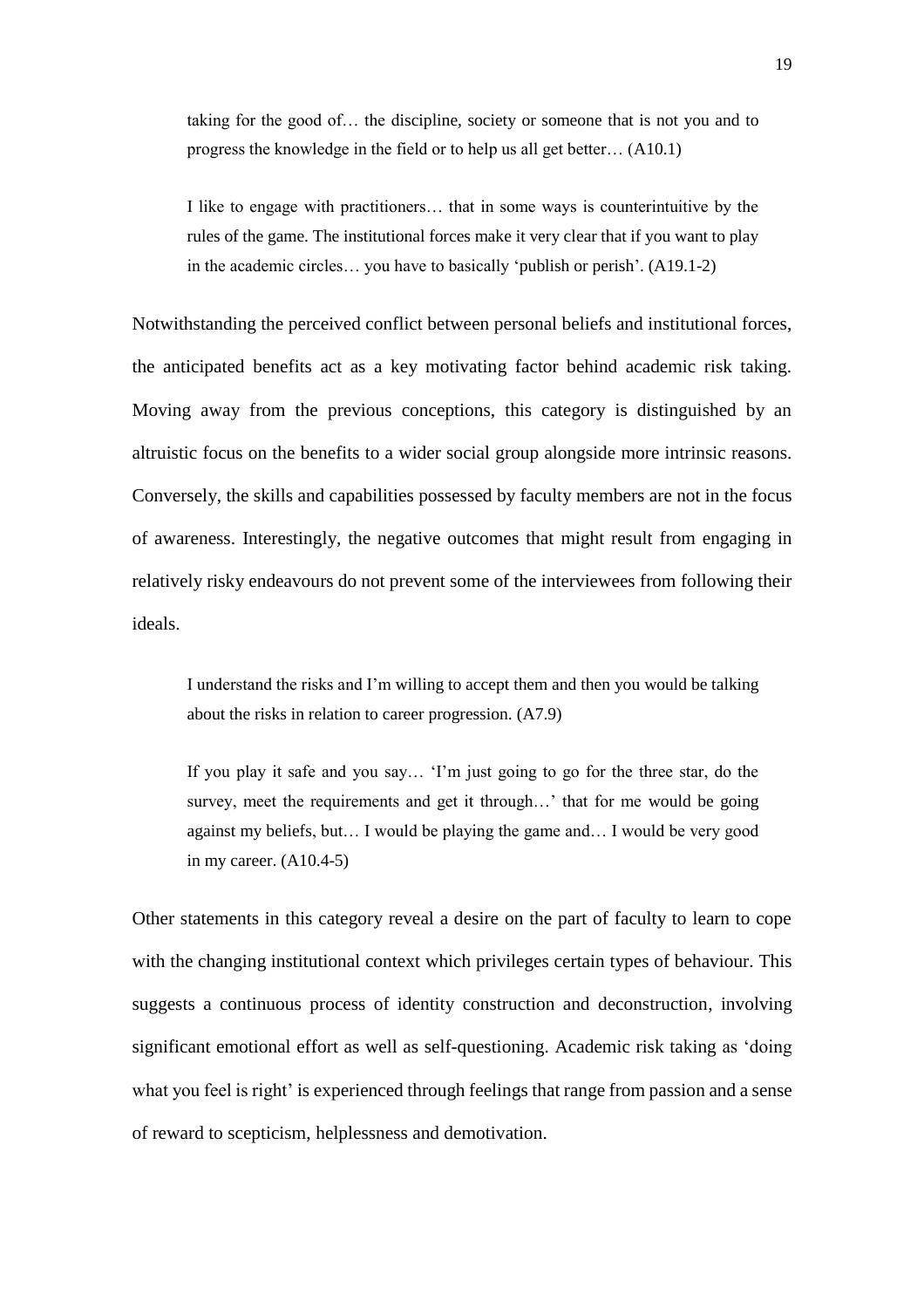> taking for the good of… the discipline, society or someone that is not you and to progress the knowledge in the field or to help us all get better… (A10.1)

> I like to engage with practitioners… that in some ways is counterintuitive by the rules of the game. The institutional forces make it very clear that if you want to play in the academic circles… you have to basically 'publish or perish'. (A19.1-2)

Notwithstanding the perceived conflict between personal beliefs and institutional forces, the anticipated benefits act as a key motivating factor behind academic risk taking. Moving away from the previous conceptions, this category is distinguished by an altruistic focus on the benefits to a wider social group alongside more intrinsic reasons. Conversely, the skills and capabilities possessed by faculty members are not in the focus of awareness. Interestingly, the negative outcomes that might result from engaging in relatively risky endeavours do not prevent some of the interviewees from following their ideals.

> I understand the risks and I'm willing to accept them and then you would be talking about the risks in relation to career progression. (A7.9)

> If you play it safe and you say… 'I'm just going to go for the three star, do the survey, meet the requirements and get it through…' that for me would be going against my beliefs, but… I would be playing the game and… I would be very good in my career. (A10.4-5)

Other statements in this category reveal a desire on the part of faculty to learn to cope with the changing institutional context which privileges certain types of behaviour. This suggests a continuous process of identity construction and deconstruction, involving significant emotional effort as well as self-questioning. Academic risk taking as 'doing what you feel is right' is experienced through feelings that range from passion and a sense of reward to scepticism, helplessness and demotivation.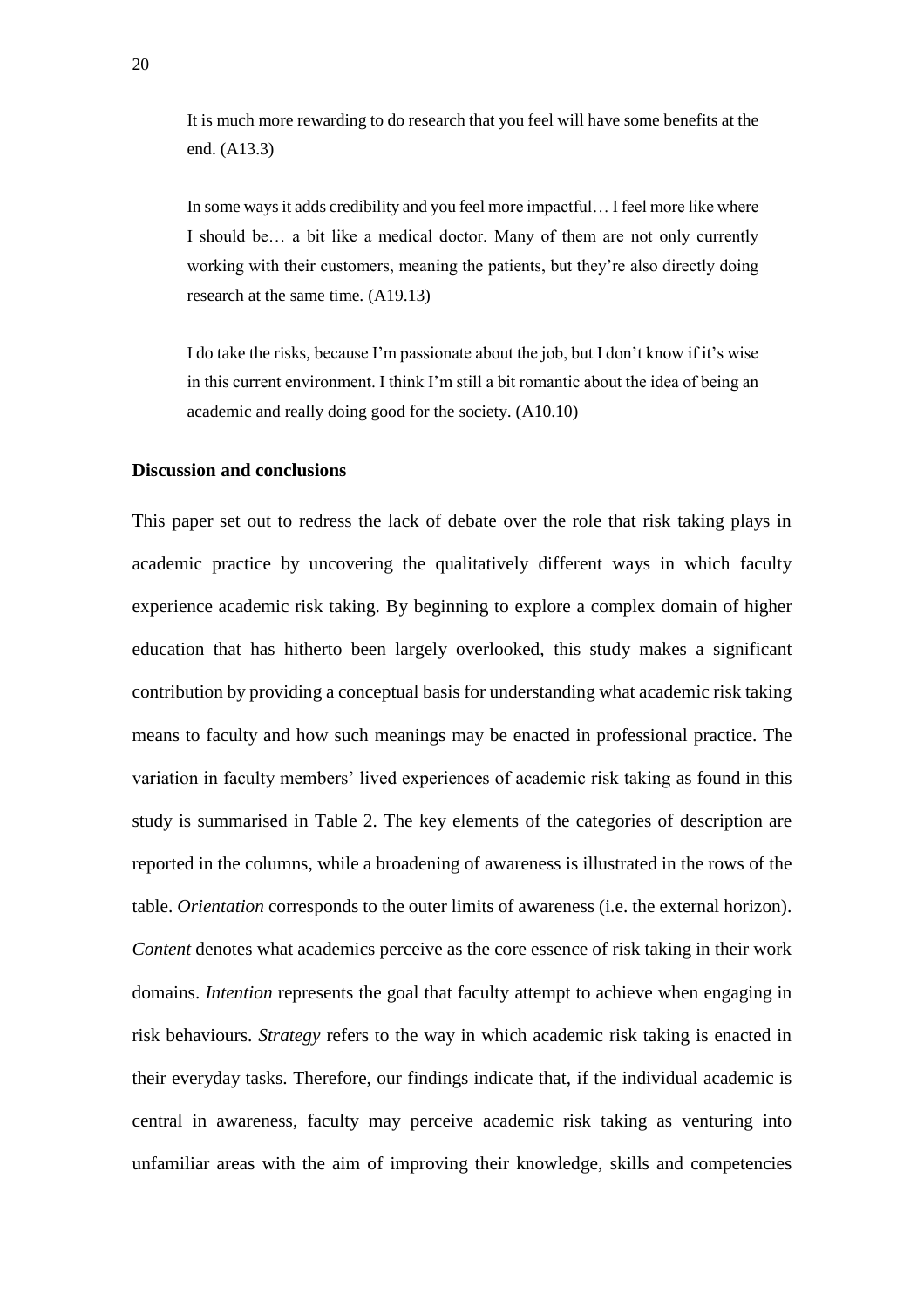> It is much more rewarding to do research that you feel will have some benefits at the end. (A13.3)

> In some ways it adds credibility and you feel more impactful… I feel more like where I should be… a bit like a medical doctor. Many of them are not only currently working with their customers, meaning the patients, but they're also directly doing research at the same time. (A19.13)

> I do take the risks, because I'm passionate about the job, but I don't know if it's wise in this current environment. I think I'm still a bit romantic about the idea of being an academic and really doing good for the society. (A10.10)

## Discussion and conclusions

This paper set out to redress the lack of debate over the role that risk taking plays in academic practice by uncovering the qualitatively different ways in which faculty experience academic risk taking. By beginning to explore a complex domain of higher education that has hitherto been largely overlooked, this study makes a significant contribution by providing a conceptual basis for understanding what academic risk taking means to faculty and how such meanings may be enacted in professional practice. The variation in faculty members' lived experiences of academic risk taking as found in this study is summarised in Table 2. The key elements of the categories of description are reported in the columns, while a broadening of awareness is illustrated in the rows of the table. *Orientation* corresponds to the outer limits of awareness (i.e. the external horizon). *Content* denotes what academics perceive as the core essence of risk taking in their work domains. *Intention* represents the goal that faculty attempt to achieve when engaging in risk behaviours. *Strategy* refers to the way in which academic risk taking is enacted in their everyday tasks. Therefore, our findings indicate that, if the individual academic is central in awareness, faculty may perceive academic risk taking as venturing into unfamiliar areas with the aim of improving their knowledge, skills and competencies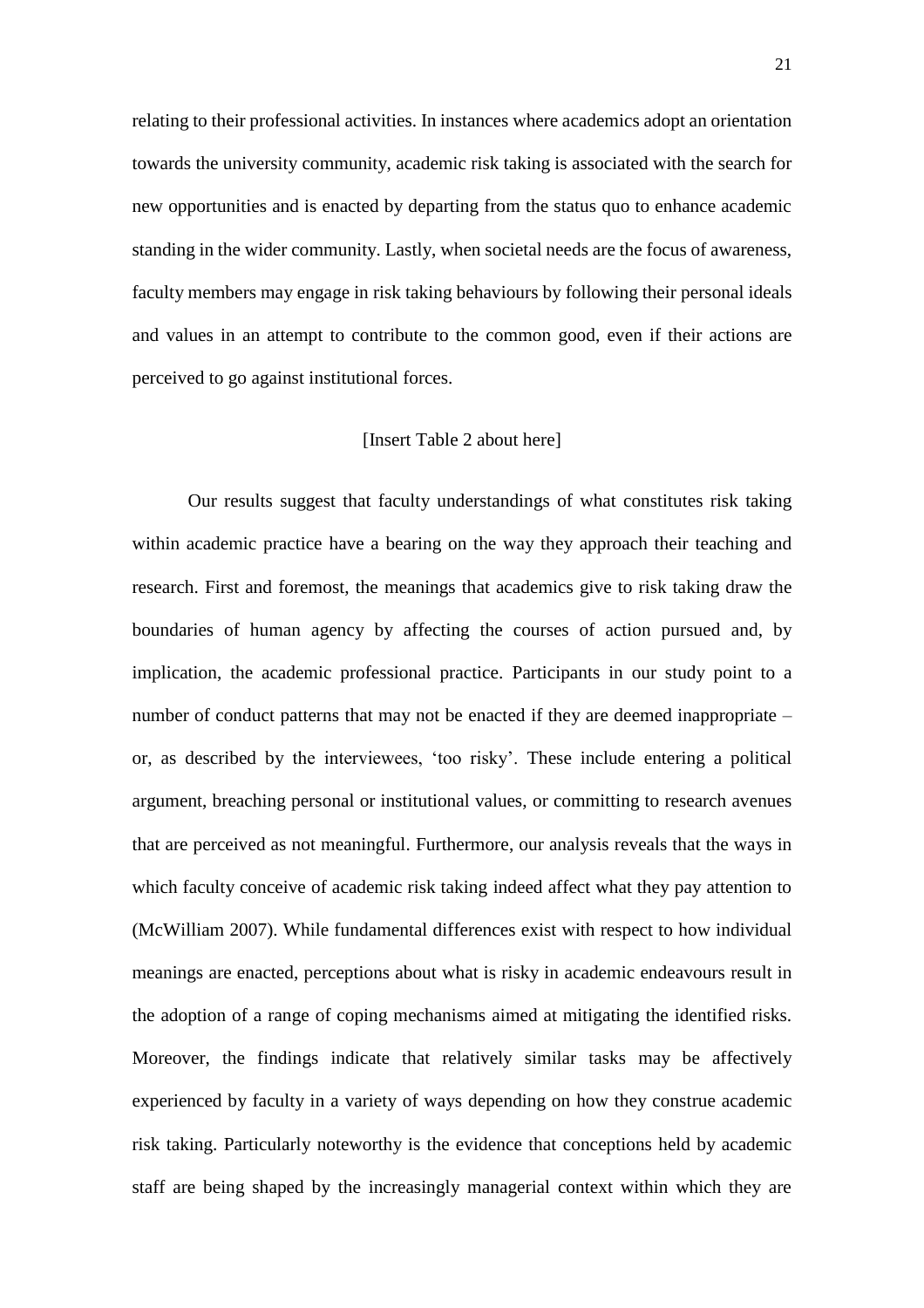relating to their professional activities. In instances where academics adopt an orientation towards the university community, academic risk taking is associated with the search for new opportunities and is enacted by departing from the status quo to enhance academic standing in the wider community. Lastly, when societal needs are the focus of awareness, faculty members may engage in risk taking behaviours by following their personal ideals and values in an attempt to contribute to the common good, even if their actions are perceived to go against institutional forces.

[Insert Table 2 about here]

Our results suggest that faculty understandings of what constitutes risk taking within academic practice have a bearing on the way they approach their teaching and research. First and foremost, the meanings that academics give to risk taking draw the boundaries of human agency by affecting the courses of action pursued and, by implication, the academic professional practice. Participants in our study point to a number of conduct patterns that may not be enacted if they are deemed inappropriate – or, as described by the interviewees, 'too risky'. These include entering a political argument, breaching personal or institutional values, or committing to research avenues that are perceived as not meaningful. Furthermore, our analysis reveals that the ways in which faculty conceive of academic risk taking indeed affect what they pay attention to (McWilliam 2007). While fundamental differences exist with respect to how individual meanings are enacted, perceptions about what is risky in academic endeavours result in the adoption of a range of coping mechanisms aimed at mitigating the identified risks. Moreover, the findings indicate that relatively similar tasks may be affectively experienced by faculty in a variety of ways depending on how they construe academic risk taking. Particularly noteworthy is the evidence that conceptions held by academic staff are being shaped by the increasingly managerial context within which they are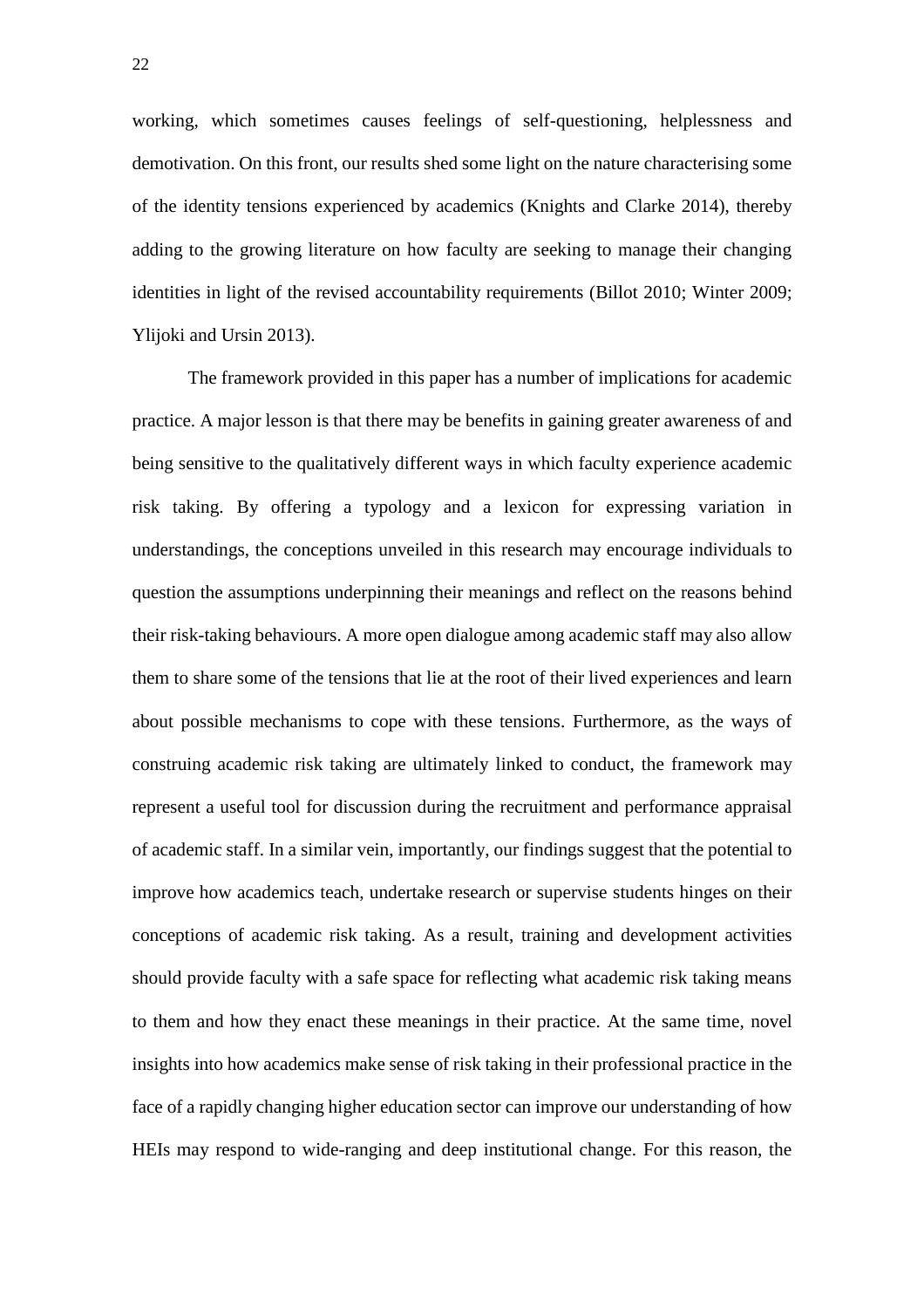working, which sometimes causes feelings of self-questioning, helplessness and demotivation. On this front, our results shed some light on the nature characterising some of the identity tensions experienced by academics (Knights and Clarke 2014), thereby adding to the growing literature on how faculty are seeking to manage their changing identities in light of the revised accountability requirements (Billot 2010; Winter 2009; Ylijoki and Ursin 2013).

The framework provided in this paper has a number of implications for academic practice. A major lesson is that there may be benefits in gaining greater awareness of and being sensitive to the qualitatively different ways in which faculty experience academic risk taking. By offering a typology and a lexicon for expressing variation in understandings, the conceptions unveiled in this research may encourage individuals to question the assumptions underpinning their meanings and reflect on the reasons behind their risk-taking behaviours. A more open dialogue among academic staff may also allow them to share some of the tensions that lie at the root of their lived experiences and learn about possible mechanisms to cope with these tensions. Furthermore, as the ways of construing academic risk taking are ultimately linked to conduct, the framework may represent a useful tool for discussion during the recruitment and performance appraisal of academic staff. In a similar vein, importantly, our findings suggest that the potential to improve how academics teach, undertake research or supervise students hinges on their conceptions of academic risk taking. As a result, training and development activities should provide faculty with a safe space for reflecting what academic risk taking means to them and how they enact these meanings in their practice. At the same time, novel insights into how academics make sense of risk taking in their professional practice in the face of a rapidly changing higher education sector can improve our understanding of how HEIs may respond to wide-ranging and deep institutional change. For this reason, the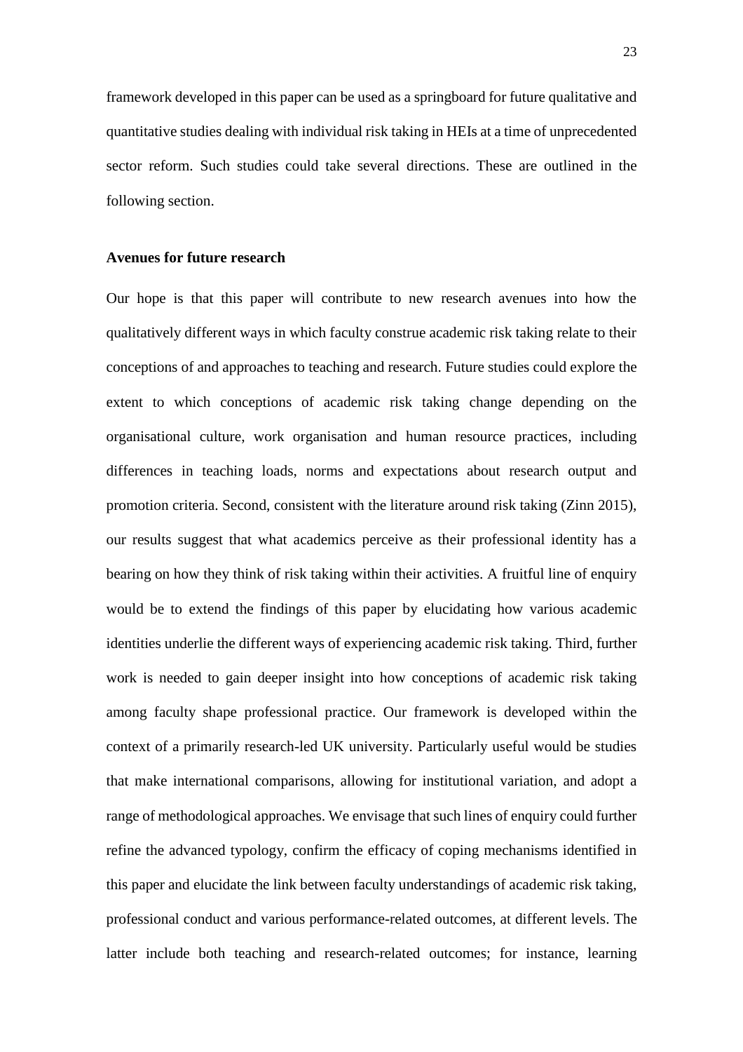framework developed in this paper can be used as a springboard for future qualitative and quantitative studies dealing with individual risk taking in HEIs at a time of unprecedented sector reform. Such studies could take several directions. These are outlined in the following section.

**Avenues for future research**

Our hope is that this paper will contribute to new research avenues into how the qualitatively different ways in which faculty construe academic risk taking relate to their conceptions of and approaches to teaching and research. Future studies could explore the extent to which conceptions of academic risk taking change depending on the organisational culture, work organisation and human resource practices, including differences in teaching loads, norms and expectations about research output and promotion criteria. Second, consistent with the literature around risk taking (Zinn 2015), our results suggest that what academics perceive as their professional identity has a bearing on how they think of risk taking within their activities. A fruitful line of enquiry would be to extend the findings of this paper by elucidating how various academic identities underlie the different ways of experiencing academic risk taking. Third, further work is needed to gain deeper insight into how conceptions of academic risk taking among faculty shape professional practice. Our framework is developed within the context of a primarily research-led UK university. Particularly useful would be studies that make international comparisons, allowing for institutional variation, and adopt a range of methodological approaches. We envisage that such lines of enquiry could further refine the advanced typology, confirm the efficacy of coping mechanisms identified in this paper and elucidate the link between faculty understandings of academic risk taking, professional conduct and various performance-related outcomes, at different levels. The latter include both teaching and research-related outcomes; for instance, learning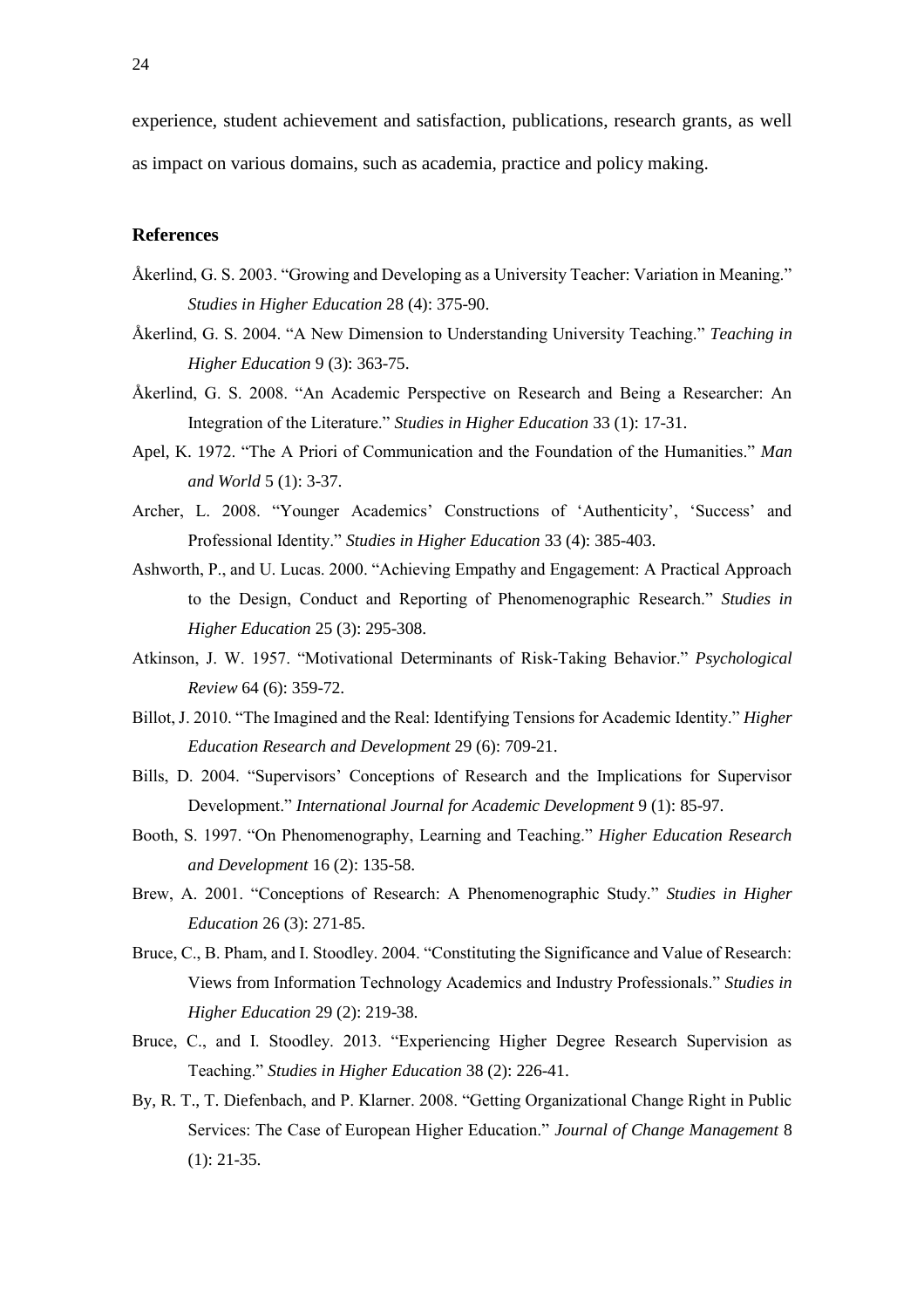experience, student achievement and satisfaction, publications, research grants, as well as impact on various domains, such as academia, practice and policy making.

## References

Åkerlind, G. S. 2003. "Growing and Developing as a University Teacher: Variation in Meaning." *Studies in Higher Education* 28 (4): 375-90.

Åkerlind, G. S. 2004. "A New Dimension to Understanding University Teaching." *Teaching in Higher Education* 9 (3): 363-75.

Åkerlind, G. S. 2008. "An Academic Perspective on Research and Being a Researcher: An Integration of the Literature." *Studies in Higher Education* 33 (1): 17-31.

Apel, K. 1972. "The A Priori of Communication and the Foundation of the Humanities." *Man and World* 5 (1): 3-37.

Archer, L. 2008. "Younger Academics' Constructions of 'Authenticity', 'Success' and Professional Identity." *Studies in Higher Education* 33 (4): 385-403.

Ashworth, P., and U. Lucas. 2000. "Achieving Empathy and Engagement: A Practical Approach to the Design, Conduct and Reporting of Phenomenographic Research." *Studies in Higher Education* 25 (3): 295-308.

Atkinson, J. W. 1957. "Motivational Determinants of Risk-Taking Behavior." *Psychological Review* 64 (6): 359-72.

Billot, J. 2010. "The Imagined and the Real: Identifying Tensions for Academic Identity." *Higher Education Research and Development* 29 (6): 709-21.

Bills, D. 2004. "Supervisors' Conceptions of Research and the Implications for Supervisor Development." *International Journal for Academic Development* 9 (1): 85-97.

Booth, S. 1997. "On Phenomenography, Learning and Teaching." *Higher Education Research and Development* 16 (2): 135-58.

Brew, A. 2001. "Conceptions of Research: A Phenomenographic Study." *Studies in Higher Education* 26 (3): 271-85.

Bruce, C., B. Pham, and I. Stoodley. 2004. "Constituting the Significance and Value of Research: Views from Information Technology Academics and Industry Professionals." *Studies in Higher Education* 29 (2): 219-38.

Bruce, C., and I. Stoodley. 2013. "Experiencing Higher Degree Research Supervision as Teaching." *Studies in Higher Education* 38 (2): 226-41.

By, R. T., T. Diefenbach, and P. Klarner. 2008. "Getting Organizational Change Right in Public Services: The Case of European Higher Education." *Journal of Change Management* 8 (1): 21-35.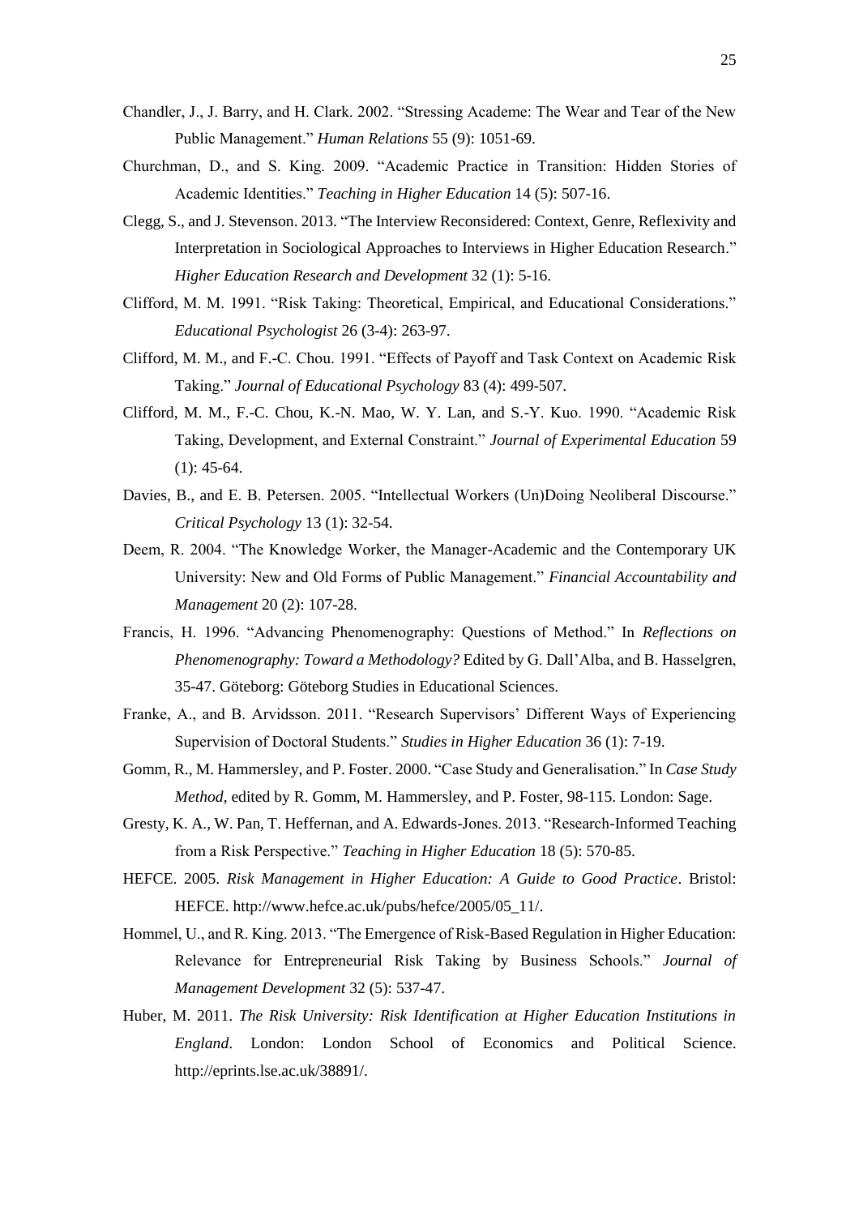Chandler, J., J. Barry, and H. Clark. 2002. "Stressing Academe: The Wear and Tear of the New Public Management." *Human Relations* 55 (9): 1051-69.

Churchman, D., and S. King. 2009. "Academic Practice in Transition: Hidden Stories of Academic Identities." *Teaching in Higher Education* 14 (5): 507-16.

Clegg, S., and J. Stevenson. 2013. "The Interview Reconsidered: Context, Genre, Reflexivity and Interpretation in Sociological Approaches to Interviews in Higher Education Research." *Higher Education Research and Development* 32 (1): 5-16.

Clifford, M. M. 1991. "Risk Taking: Theoretical, Empirical, and Educational Considerations." *Educational Psychologist* 26 (3-4): 263-97.

Clifford, M. M., and F.-C. Chou. 1991. "Effects of Payoff and Task Context on Academic Risk Taking." *Journal of Educational Psychology* 83 (4): 499-507.

Clifford, M. M., F.-C. Chou, K.-N. Mao, W. Y. Lan, and S.-Y. Kuo. 1990. "Academic Risk Taking, Development, and External Constraint." *Journal of Experimental Education* 59 (1): 45-64.

Davies, B., and E. B. Petersen. 2005. "Intellectual Workers (Un)Doing Neoliberal Discourse." *Critical Psychology* 13 (1): 32-54.

Deem, R. 2004. "The Knowledge Worker, the Manager-Academic and the Contemporary UK University: New and Old Forms of Public Management." *Financial Accountability and Management* 20 (2): 107-28.

Francis, H. 1996. "Advancing Phenomenography: Questions of Method." In *Reflections on Phenomenography: Toward a Methodology?* Edited by G. Dall'Alba, and B. Hasselgren, 35-47. Göteborg: Göteborg Studies in Educational Sciences.

Franke, A., and B. Arvidsson. 2011. "Research Supervisors' Different Ways of Experiencing Supervision of Doctoral Students." *Studies in Higher Education* 36 (1): 7-19.

Gomm, R., M. Hammersley, and P. Foster. 2000. "Case Study and Generalisation." In *Case Study Method*, edited by R. Gomm, M. Hammersley, and P. Foster, 98-115. London: Sage.

Gresty, K. A., W. Pan, T. Heffernan, and A. Edwards-Jones. 2013. "Research-Informed Teaching from a Risk Perspective." *Teaching in Higher Education* 18 (5): 570-85.

HEFCE. 2005. *Risk Management in Higher Education: A Guide to Good Practice*. Bristol: HEFCE. http://www.hefce.ac.uk/pubs/hefce/2005/05_11/.

Hommel, U., and R. King. 2013. "The Emergence of Risk-Based Regulation in Higher Education: Relevance for Entrepreneurial Risk Taking by Business Schools." *Journal of Management Development* 32 (5): 537-47.

Huber, M. 2011. *The Risk University: Risk Identification at Higher Education Institutions in England*. London: London School of Economics and Political Science. http://eprints.lse.ac.uk/38891/.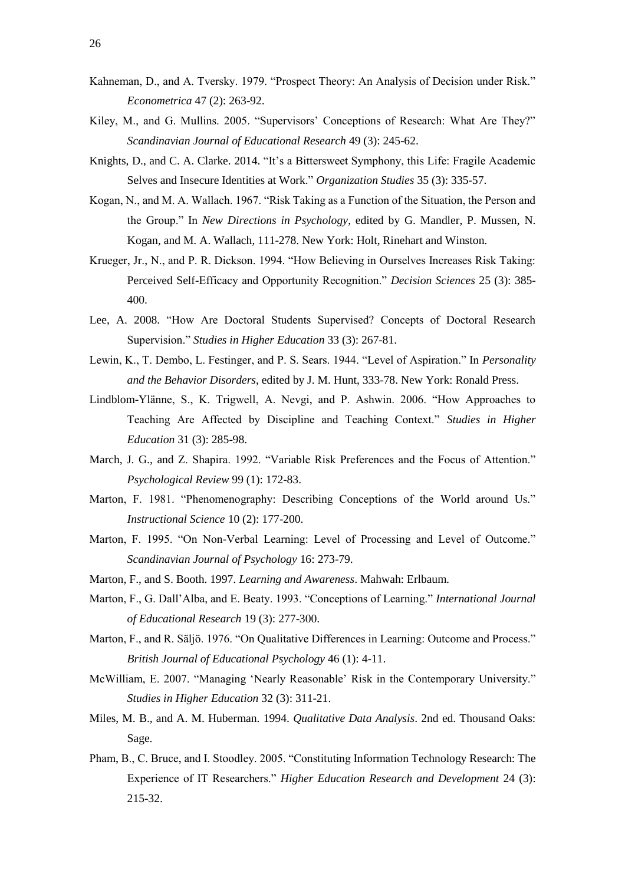Kahneman, D., and A. Tversky. 1979. "Prospect Theory: An Analysis of Decision under Risk." *Econometrica* 47 (2): 263-92.

Kiley, M., and G. Mullins. 2005. "Supervisors' Conceptions of Research: What Are They?" *Scandinavian Journal of Educational Research* 49 (3): 245-62.

Knights, D., and C. A. Clarke. 2014. "It's a Bittersweet Symphony, this Life: Fragile Academic Selves and Insecure Identities at Work." *Organization Studies* 35 (3): 335-57.

Kogan, N., and M. A. Wallach. 1967. "Risk Taking as a Function of the Situation, the Person and the Group." In *New Directions in Psychology*, edited by G. Mandler, P. Mussen, N. Kogan, and M. A. Wallach, 111-278. New York: Holt, Rinehart and Winston.

Krueger, Jr., N., and P. R. Dickson. 1994. "How Believing in Ourselves Increases Risk Taking: Perceived Self-Efficacy and Opportunity Recognition." *Decision Sciences* 25 (3): 385-400.

Lee, A. 2008. "How Are Doctoral Students Supervised? Concepts of Doctoral Research Supervision." *Studies in Higher Education* 33 (3): 267-81.

Lewin, K., T. Dembo, L. Festinger, and P. S. Sears. 1944. "Level of Aspiration." In *Personality and the Behavior Disorders*, edited by J. M. Hunt, 333-78. New York: Ronald Press.

Lindblom-Ylänne, S., K. Trigwell, A. Nevgi, and P. Ashwin. 2006. "How Approaches to Teaching Are Affected by Discipline and Teaching Context." *Studies in Higher Education* 31 (3): 285-98.

March, J. G., and Z. Shapira. 1992. "Variable Risk Preferences and the Focus of Attention." *Psychological Review* 99 (1): 172-83.

Marton, F. 1981. "Phenomenography: Describing Conceptions of the World around Us." *Instructional Science* 10 (2): 177-200.

Marton, F. 1995. "On Non-Verbal Learning: Level of Processing and Level of Outcome." *Scandinavian Journal of Psychology* 16: 273-79.

Marton, F., and S. Booth. 1997. *Learning and Awareness*. Mahwah: Erlbaum.

Marton, F., G. Dall'Alba, and E. Beaty. 1993. "Conceptions of Learning." *International Journal of Educational Research* 19 (3): 277-300.

Marton, F., and R. Säljö. 1976. "On Qualitative Differences in Learning: Outcome and Process." *British Journal of Educational Psychology* 46 (1): 4-11.

McWilliam, E. 2007. "Managing 'Nearly Reasonable' Risk in the Contemporary University." *Studies in Higher Education* 32 (3): 311-21.

Miles, M. B., and A. M. Huberman. 1994. *Qualitative Data Analysis*. 2nd ed. Thousand Oaks: Sage.

Pham, B., C. Bruce, and I. Stoodley. 2005. "Constituting Information Technology Research: The Experience of IT Researchers." *Higher Education Research and Development* 24 (3): 215-32.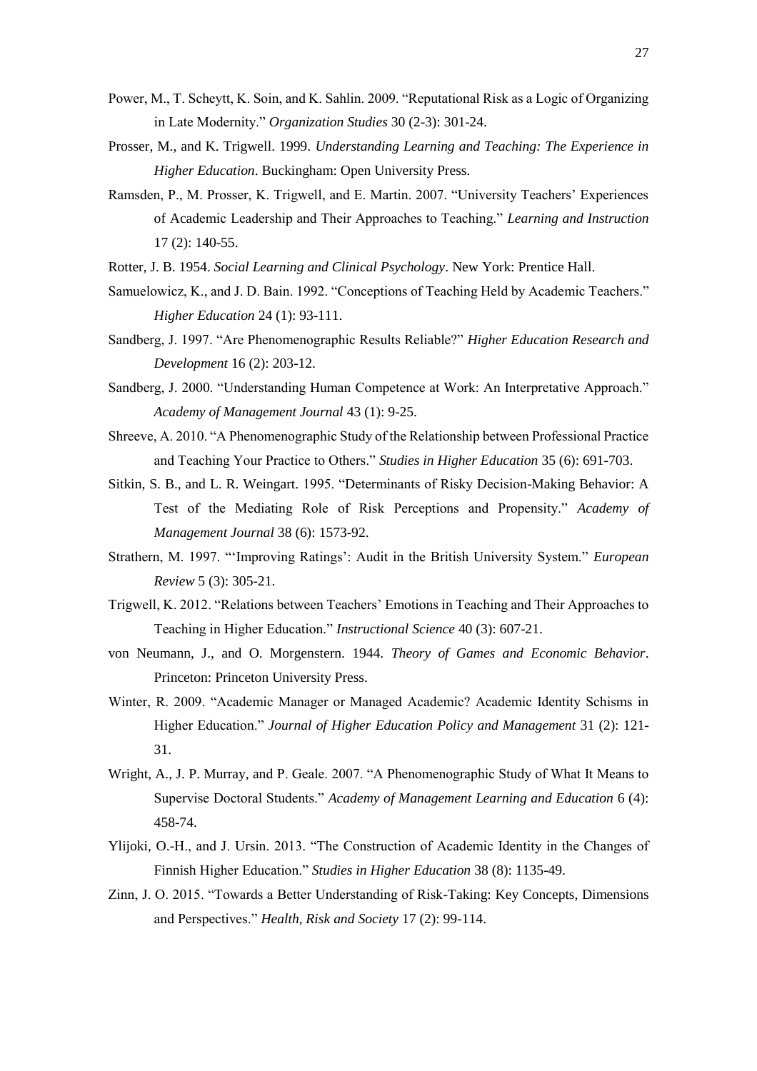Power, M., T. Scheytt, K. Soin, and K. Sahlin. 2009. "Reputational Risk as a Logic of Organizing in Late Modernity." *Organization Studies* 30 (2-3): 301-24.

Prosser, M., and K. Trigwell. 1999. *Understanding Learning and Teaching: The Experience in Higher Education*. Buckingham: Open University Press.

Ramsden, P., M. Prosser, K. Trigwell, and E. Martin. 2007. "University Teachers' Experiences of Academic Leadership and Their Approaches to Teaching." *Learning and Instruction* 17 (2): 140-55.

Rotter, J. B. 1954. *Social Learning and Clinical Psychology*. New York: Prentice Hall.

Samuelowicz, K., and J. D. Bain. 1992. "Conceptions of Teaching Held by Academic Teachers." *Higher Education* 24 (1): 93-111.

Sandberg, J. 1997. "Are Phenomenographic Results Reliable?" *Higher Education Research and Development* 16 (2): 203-12.

Sandberg, J. 2000. "Understanding Human Competence at Work: An Interpretative Approach." *Academy of Management Journal* 43 (1): 9-25.

Shreeve, A. 2010. "A Phenomenographic Study of the Relationship between Professional Practice and Teaching Your Practice to Others." *Studies in Higher Education* 35 (6): 691-703.

Sitkin, S. B., and L. R. Weingart. 1995. "Determinants of Risky Decision-Making Behavior: A Test of the Mediating Role of Risk Perceptions and Propensity." *Academy of Management Journal* 38 (6): 1573-92.

Strathern, M. 1997. "'Improving Ratings': Audit in the British University System." *European Review* 5 (3): 305-21.

Trigwell, K. 2012. "Relations between Teachers' Emotions in Teaching and Their Approaches to Teaching in Higher Education." *Instructional Science* 40 (3): 607-21.

von Neumann, J., and O. Morgenstern. 1944. *Theory of Games and Economic Behavior*. Princeton: Princeton University Press.

Winter, R. 2009. "Academic Manager or Managed Academic? Academic Identity Schisms in Higher Education." *Journal of Higher Education Policy and Management* 31 (2): 121-31.

Wright, A., J. P. Murray, and P. Geale. 2007. "A Phenomenographic Study of What It Means to Supervise Doctoral Students." *Academy of Management Learning and Education* 6 (4): 458-74.

Ylijoki, O.-H., and J. Ursin. 2013. "The Construction of Academic Identity in the Changes of Finnish Higher Education." *Studies in Higher Education* 38 (8): 1135-49.

Zinn, J. O. 2015. "Towards a Better Understanding of Risk-Taking: Key Concepts, Dimensions and Perspectives." *Health, Risk and Society* 17 (2): 99-114.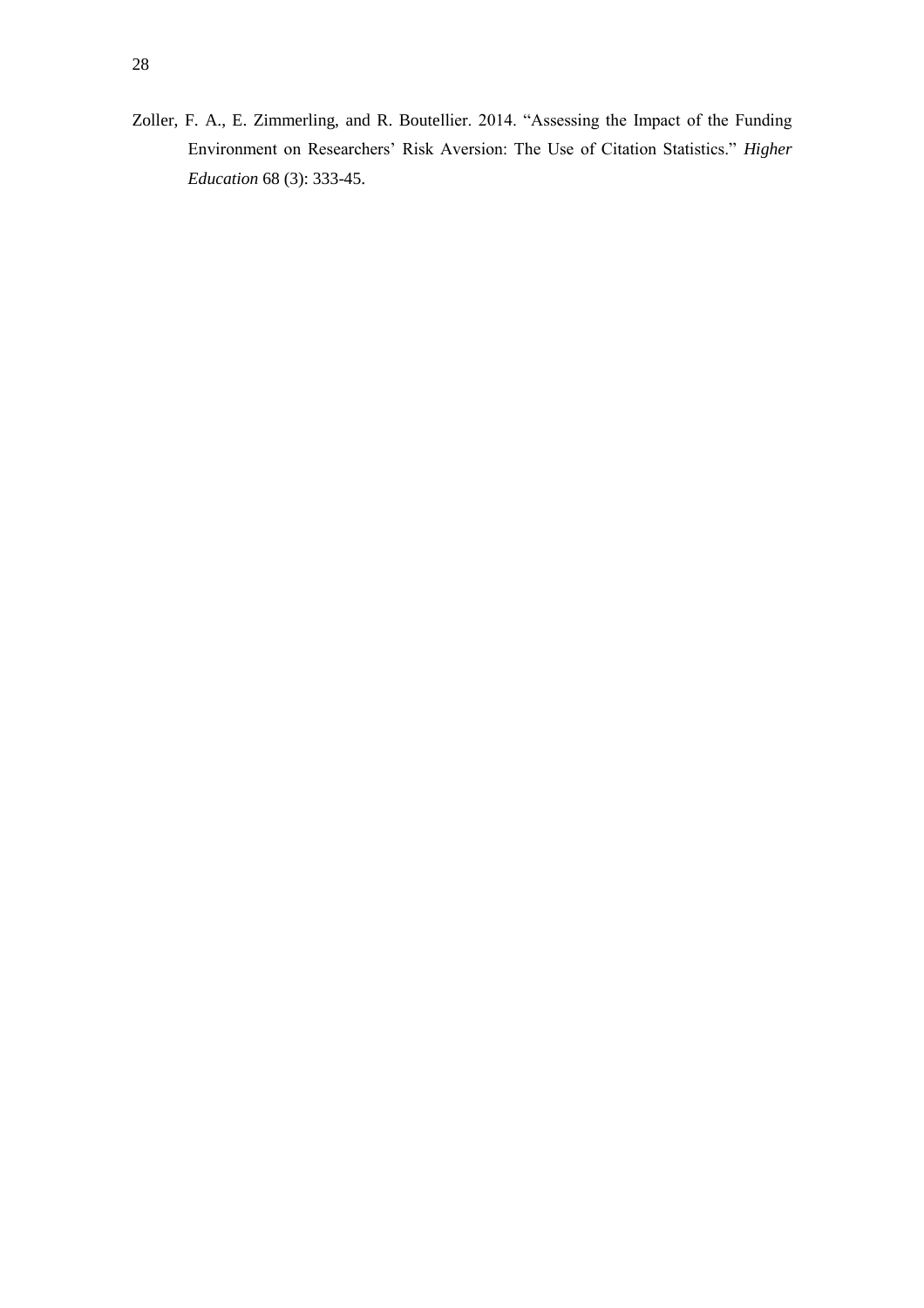Zoller, F. A., E. Zimmerling, and R. Boutellier. 2014. "Assessing the Impact of the Funding Environment on Researchers' Risk Aversion: The Use of Citation Statistics." *Higher Education* 68 (3): 333-45.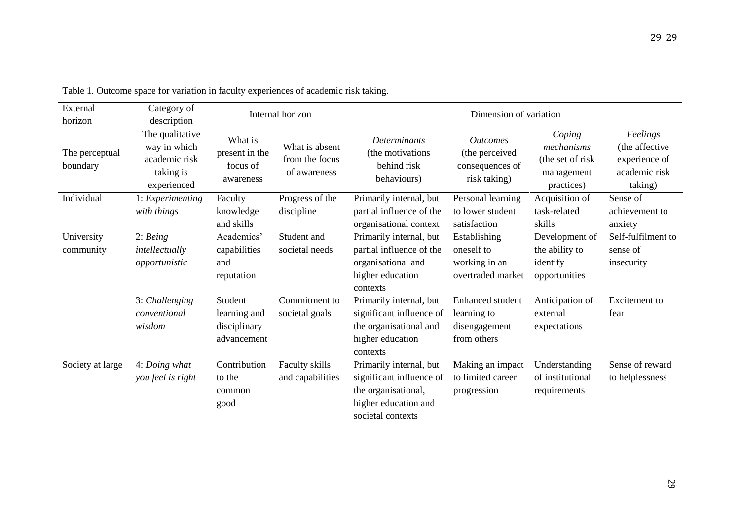Table 1. Outcome space for variation in faculty experiences of academic risk taking.

| External horizon | Category of description | Internal horizon | | Dimension of variation | | | |
|---|---|---|---|---|---|---|---|
| The perceptual boundary | The qualitative way in which academic risk taking is experienced | What is present in the focus of awareness | What is absent from the focus of awareness | *Determinants* (the motivations behind risk behaviours) | *Outcomes* (the perceived consequences of risk taking) | *Coping mechanisms* (the set of risk management practices) | *Feelings* (the affective experience of academic risk taking) |
| Individual | 1: *Experimenting with things* | Faculty knowledge and skills | Progress of the discipline | Primarily internal, but partial influence of the organisational context | Personal learning to lower student satisfaction | Acquisition of task-related skills | Sense of achievement to anxiety |
| University community | 2: *Being intellectually opportunistic* | Academics' capabilities and reputation | Student and societal needs | Primarily internal, but partial influence of the organisational and higher education contexts | Establishing oneself to working in an overtraded market | Development of the ability to identify opportunities | Self-fulfilment to sense of insecurity |
| | 3: *Challenging conventional wisdom* | Student learning and disciplinary advancement | Commitment to societal goals | Primarily internal, but significant influence of the organisational and higher education contexts | Enhanced student learning to disengagement from others | Anticipation of external expectations | Excitement to fear |
| Society at large | 4: *Doing what you feel is right* | Contribution to the common good | Faculty skills and capabilities | Primarily internal, but significant influence of the organisational, higher education and societal contexts | Making an impact to limited career progression | Understanding of institutional requirements | Sense of reward to helplessness |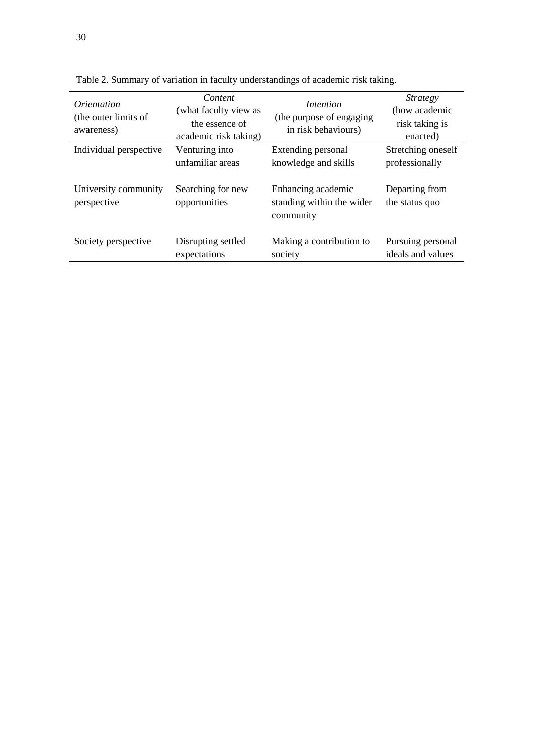Table 2. Summary of variation in faculty understandings of academic risk taking.

| *Orientation* (the outer limits of awareness) | *Content* (what faculty view as the essence of academic risk taking) | *Intention* (the purpose of engaging in risk behaviours) | *Strategy* (how academic risk taking is enacted) |
|---|---|---|---|
| Individual perspective | Venturing into unfamiliar areas | Extending personal knowledge and skills | Stretching oneself professionally |
| University community perspective | Searching for new opportunities | Enhancing academic standing within the wider community | Departing from the status quo |
| Society perspective | Disrupting settled expectations | Making a contribution to society | Pursuing personal ideals and values |